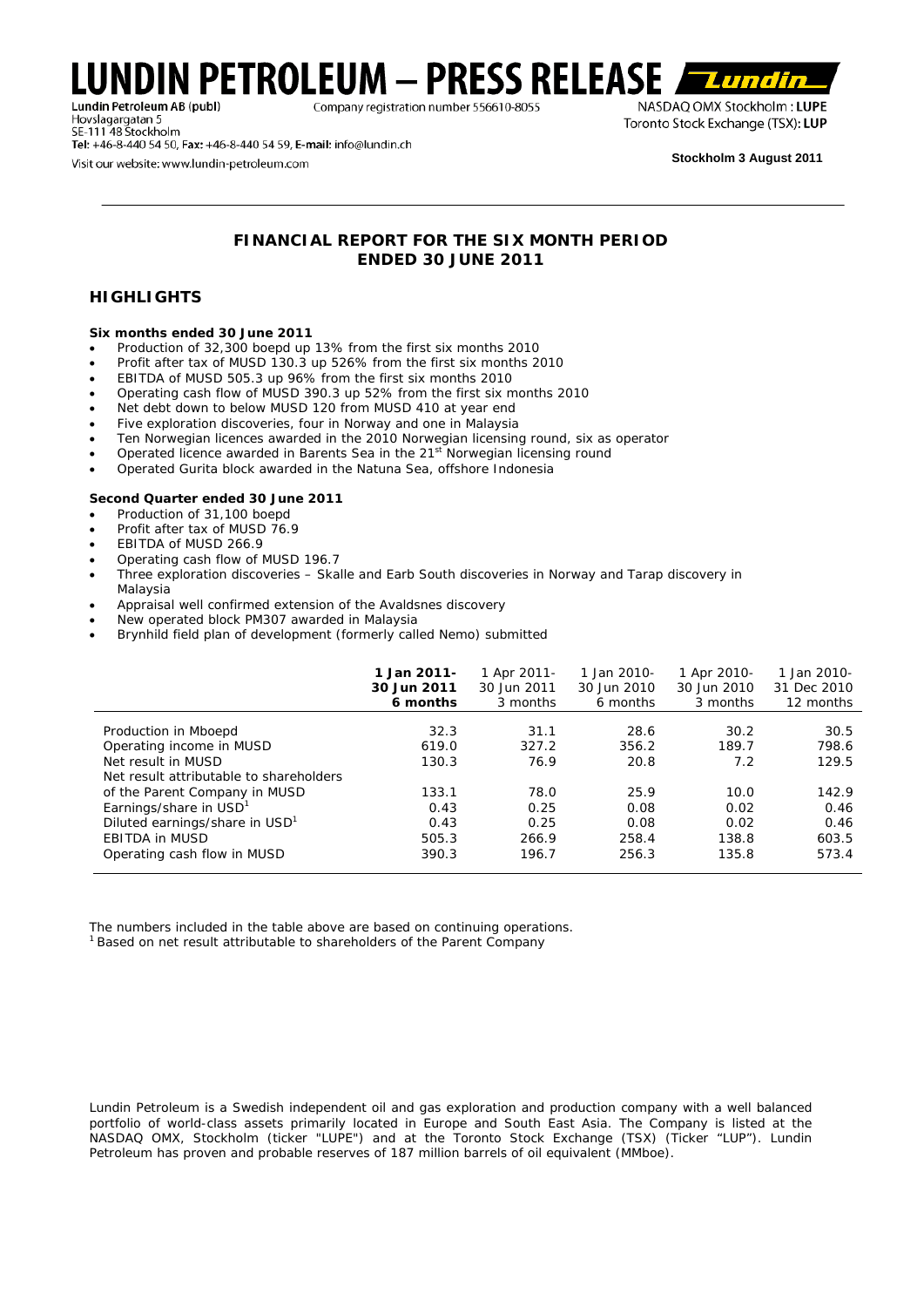# LUNDIN PETROLEUM – PRESS RELEASE

**Lundin Petroleum AB (publ)**
Hovslagargatan 5
SE-111 48 Stockholm
**Tel:** +46-8-440 54 50, **Fax:** +46-8-440 54 59, **E-mail:** info@lundin.ch

Company registration number 556610-8055

NASDAQ OMX Stockholm : **LUPE**
Toronto Stock Exchange (TSX): **LUP**

Visit our website: www.lundin-petroleum.com

**Stockholm 3 August 2011**

## FINANCIAL REPORT FOR THE SIX MONTH PERIOD ENDED 30 JUNE 2011

## HIGHLIGHTS

**Six months ended 30 June 2011**

- Production of 32,300 boepd up 13% from the first six months 2010
- Profit after tax of MUSD 130.3 up 526% from the first six months 2010
- EBITDA of MUSD 505.3 up 96% from the first six months 2010
- Operating cash flow of MUSD 390.3 up 52% from the first six months 2010
- Net debt down to below MUSD 120 from MUSD 410 at year end
- Five exploration discoveries, four in Norway and one in Malaysia
- Ten Norwegian licences awarded in the 2010 Norwegian licensing round, six as operator
- Operated licence awarded in Barents Sea in the 21st Norwegian licensing round
- Operated Gurita block awarded in the Natuna Sea, offshore Indonesia

**Second Quarter ended 30 June 2011**

- Production of 31,100 boepd
- Profit after tax of MUSD 76.9
- EBITDA of MUSD 266.9
- Operating cash flow of MUSD 196.7
- Three exploration discoveries – Skalle and Earb South discoveries in Norway and Tarap discovery in Malaysia
- Appraisal well confirmed extension of the Avaldsnes discovery
- New operated block PM307 awarded in Malaysia
- Brynhild field plan of development (formerly called Nemo) submitted

| | **1 Jan 2011- 30 Jun 2011 6 months** | 1 Apr 2011- 30 Jun 2011 3 months | 1 Jan 2010- 30 Jun 2010 6 months | 1 Apr 2010- 30 Jun 2010 3 months | 1 Jan 2010- 31 Dec 2010 12 months |
|---|---|---|---|---|---|
| Production in Mboepd | 32.3 | 31.1 | 28.6 | 30.2 | 30.5 |
| Operating income in MUSD | 619.0 | 327.2 | 356.2 | 189.7 | 798.6 |
| Net result in MUSD | 130.3 | 76.9 | 20.8 | 7.2 | 129.5 |
| Net result attributable to shareholders of the Parent Company in MUSD | 133.1 | 78.0 | 25.9 | 10.0 | 142.9 |
| Earnings/share in USD[1] | 0.43 | 0.25 | 0.08 | 0.02 | 0.46 |
| Diluted earnings/share in USD[1] | 0.43 | 0.25 | 0.08 | 0.02 | 0.46 |
| EBITDA in MUSD | 505.3 | 266.9 | 258.4 | 138.8 | 603.5 |
| Operating cash flow in MUSD | 390.3 | 196.7 | 256.3 | 135.8 | 573.4 |

The numbers included in the table above are based on continuing operations.
[1] Based on net result attributable to shareholders of the Parent Company

Lundin Petroleum is a Swedish independent oil and gas exploration and production company with a well balanced portfolio of world-class assets primarily located in Europe and South East Asia. The Company is listed at the NASDAQ OMX, Stockholm (ticker "LUPE") and at the Toronto Stock Exchange (TSX) (Ticker "LUP"). Lundin Petroleum has proven and probable reserves of 187 million barrels of oil equivalent (MMboe).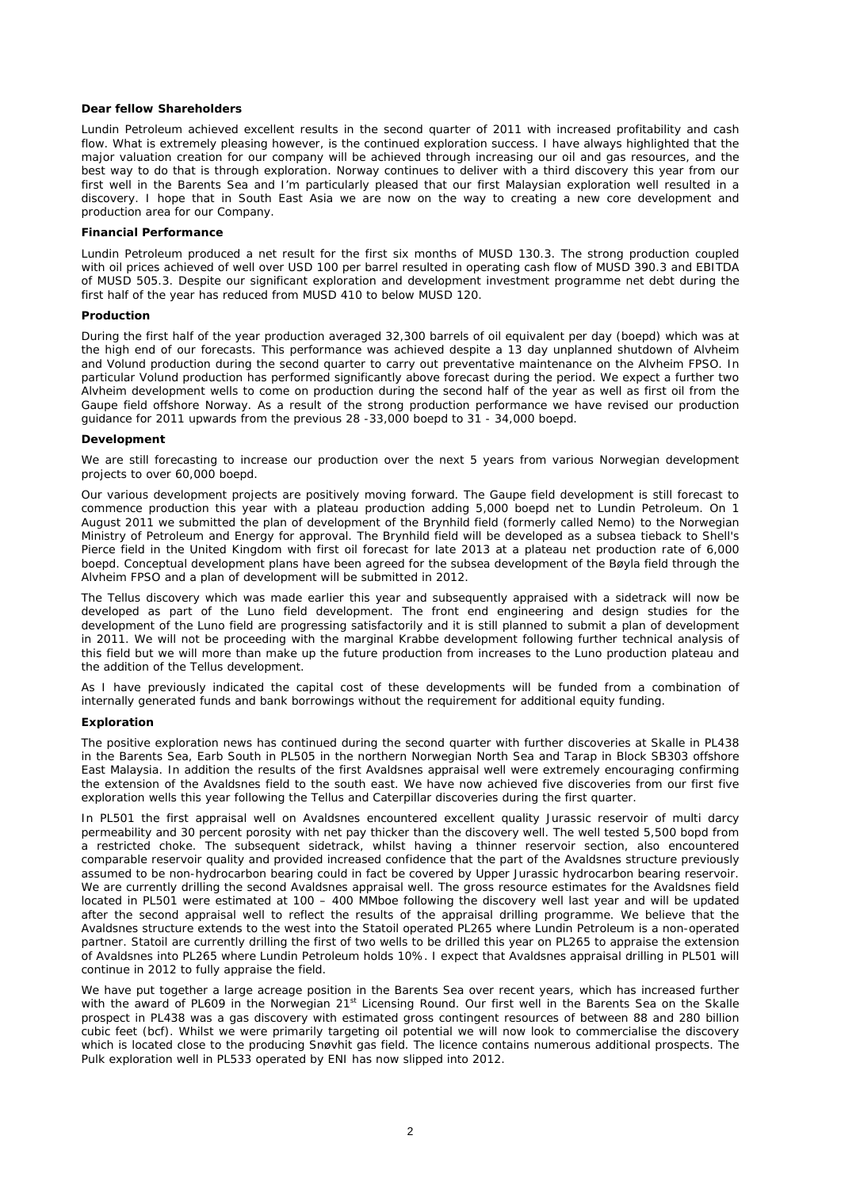**Dear fellow Shareholders**

Lundin Petroleum achieved excellent results in the second quarter of 2011 with increased profitability and cash flow. What is extremely pleasing however, is the continued exploration success. I have always highlighted that the major valuation creation for our company will be achieved through increasing our oil and gas resources, and the best way to do that is through exploration. Norway continues to deliver with a third discovery this year from our first well in the Barents Sea and I'm particularly pleased that our first Malaysian exploration well resulted in a discovery. I hope that in South East Asia we are now on the way to creating a new core development and production area for our Company.

**Financial Performance**

Lundin Petroleum produced a net result for the first six months of MUSD 130.3. The strong production coupled with oil prices achieved of well over USD 100 per barrel resulted in operating cash flow of MUSD 390.3 and EBITDA of MUSD 505.3. Despite our significant exploration and development investment programme net debt during the first half of the year has reduced from MUSD 410 to below MUSD 120.

**Production**

During the first half of the year production averaged 32,300 barrels of oil equivalent per day (boepd) which was at the high end of our forecasts. This performance was achieved despite a 13 day unplanned shutdown of Alvheim and Volund production during the second quarter to carry out preventative maintenance on the Alvheim FPSO. In particular Volund production has performed significantly above forecast during the period. We expect a further two Alvheim development wells to come on production during the second half of the year as well as first oil from the Gaupe field offshore Norway. As a result of the strong production performance we have revised our production guidance for 2011 upwards from the previous 28 -33,000 boepd to 31 - 34,000 boepd.

**Development**

We are still forecasting to increase our production over the next 5 years from various Norwegian development projects to over 60,000 boepd.

Our various development projects are positively moving forward. The Gaupe field development is still forecast to commence production this year with a plateau production adding 5,000 boepd net to Lundin Petroleum. On 1 August 2011 we submitted the plan of development of the Brynhild field (formerly called Nemo) to the Norwegian Ministry of Petroleum and Energy for approval. The Brynhild field will be developed as a subsea tieback to Shell's Pierce field in the United Kingdom with first oil forecast for late 2013 at a plateau net production rate of 6,000 boepd. Conceptual development plans have been agreed for the subsea development of the Bøyla field through the Alvheim FPSO and a plan of development will be submitted in 2012.

The Tellus discovery which was made earlier this year and subsequently appraised with a sidetrack will now be developed as part of the Luno field development. The front end engineering and design studies for the development of the Luno field are progressing satisfactorily and it is still planned to submit a plan of development in 2011. We will not be proceeding with the marginal Krabbe development following further technical analysis of this field but we will more than make up the future production from increases to the Luno production plateau and the addition of the Tellus development.

As I have previously indicated the capital cost of these developments will be funded from a combination of internally generated funds and bank borrowings without the requirement for additional equity funding.

**Exploration**

The positive exploration news has continued during the second quarter with further discoveries at Skalle in PL438 in the Barents Sea, Earb South in PL505 in the northern Norwegian North Sea and Tarap in Block SB303 offshore East Malaysia. In addition the results of the first Avaldsnes appraisal well were extremely encouraging confirming the extension of the Avaldsnes field to the south east. We have now achieved five discoveries from our first five exploration wells this year following the Tellus and Caterpillar discoveries during the first quarter.

In PL501 the first appraisal well on Avaldsnes encountered excellent quality Jurassic reservoir of multi darcy permeability and 30 percent porosity with net pay thicker than the discovery well. The well tested 5,500 bopd from a restricted choke. The subsequent sidetrack, whilst having a thinner reservoir section, also encountered comparable reservoir quality and provided increased confidence that the part of the Avaldsnes structure previously assumed to be non-hydrocarbon bearing could in fact be covered by Upper Jurassic hydrocarbon bearing reservoir. We are currently drilling the second Avaldsnes appraisal well. The gross resource estimates for the Avaldsnes field located in PL501 were estimated at 100 – 400 MMboe following the discovery well last year and will be updated after the second appraisal well to reflect the results of the appraisal drilling programme. We believe that the Avaldsnes structure extends to the west into the Statoil operated PL265 where Lundin Petroleum is a non-operated partner. Statoil are currently drilling the first of two wells to be drilled this year on PL265 to appraise the extension of Avaldsnes into PL265 where Lundin Petroleum holds 10%. I expect that Avaldsnes appraisal drilling in PL501 will continue in 2012 to fully appraise the field.

We have put together a large acreage position in the Barents Sea over recent years, which has increased further with the award of PL609 in the Norwegian 21st Licensing Round. Our first well in the Barents Sea on the Skalle prospect in PL438 was a gas discovery with estimated gross contingent resources of between 88 and 280 billion cubic feet (bcf). Whilst we were primarily targeting oil potential we will now look to commercialise the discovery which is located close to the producing Snøvhit gas field. The licence contains numerous additional prospects. The Pulk exploration well in PL533 operated by ENI has now slipped into 2012.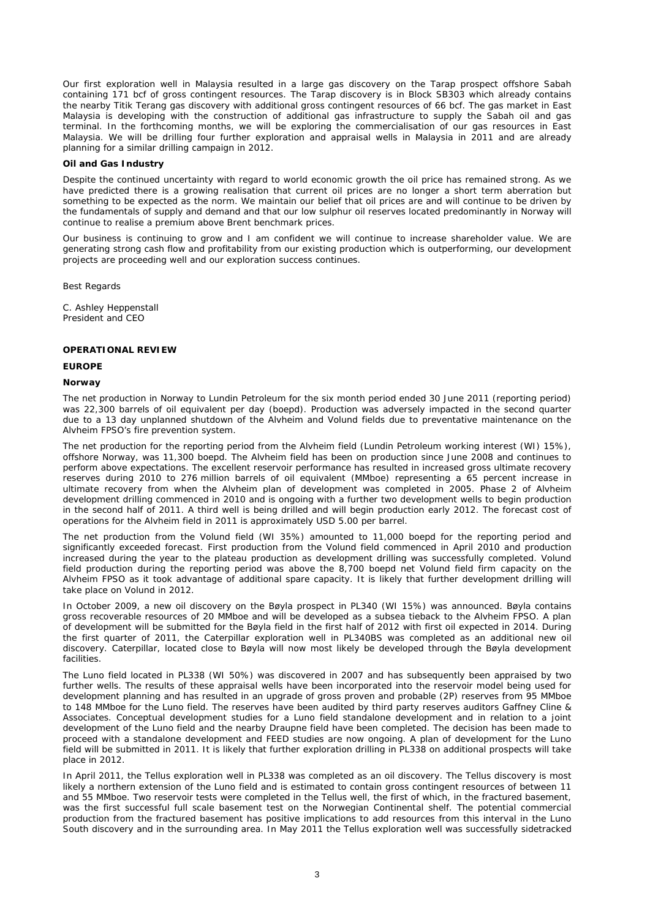Our first exploration well in Malaysia resulted in a large gas discovery on the Tarap prospect offshore Sabah containing 171 bcf of gross contingent resources. The Tarap discovery is in Block SB303 which already contains the nearby Titik Terang gas discovery with additional gross contingent resources of 66 bcf. The gas market in East Malaysia is developing with the construction of additional gas infrastructure to supply the Sabah oil and gas terminal. In the forthcoming months, we will be exploring the commercialisation of our gas resources in East Malaysia. We will be drilling four further exploration and appraisal wells in Malaysia in 2011 and are already planning for a similar drilling campaign in 2012.

**Oil and Gas Industry**

Despite the continued uncertainty with regard to world economic growth the oil price has remained strong. As we have predicted there is a growing realisation that current oil prices are no longer a short term aberration but something to be expected as the norm. We maintain our belief that oil prices are and will continue to be driven by the fundamentals of supply and demand and that our low sulphur oil reserves located predominantly in Norway will continue to realise a premium above Brent benchmark prices.

Our business is continuing to grow and I am confident we will continue to increase shareholder value. We are generating strong cash flow and profitability from our existing production which is outperforming, our development projects are proceeding well and our exploration success continues.

Best Regards

C. Ashley Heppenstall
President and CEO

## OPERATIONAL REVIEW

### EUROPE

**Norway**

The net production in Norway to Lundin Petroleum for the six month period ended 30 June 2011 (reporting period) was 22,300 barrels of oil equivalent per day (boepd). Production was adversely impacted in the second quarter due to a 13 day unplanned shutdown of the Alvheim and Volund fields due to preventative maintenance on the Alvheim FPSO's fire prevention system.

The net production for the reporting period from the Alvheim field (Lundin Petroleum working interest (WI) 15%), offshore Norway, was 11,300 boepd. The Alvheim field has been on production since June 2008 and continues to perform above expectations. The excellent reservoir performance has resulted in increased gross ultimate recovery reserves during 2010 to 276 million barrels of oil equivalent (MMboe) representing a 65 percent increase in ultimate recovery from when the Alvheim plan of development was completed in 2005. Phase 2 of Alvheim development drilling commenced in 2010 and is ongoing with a further two development wells to begin production in the second half of 2011. A third well is being drilled and will begin production early 2012. The forecast cost of operations for the Alvheim field in 2011 is approximately USD 5.00 per barrel.

The net production from the Volund field (WI 35%) amounted to 11,000 boepd for the reporting period and significantly exceeded forecast. First production from the Volund field commenced in April 2010 and production increased during the year to the plateau production as development drilling was successfully completed. Volund field production during the reporting period was above the 8,700 boepd net Volund field firm capacity on the Alvheim FPSO as it took advantage of additional spare capacity. It is likely that further development drilling will take place on Volund in 2012.

In October 2009, a new oil discovery on the Bøyla prospect in PL340 (WI 15%) was announced. Bøyla contains gross recoverable resources of 20 MMboe and will be developed as a subsea tieback to the Alvheim FPSO. A plan of development will be submitted for the Bøyla field in the first half of 2012 with first oil expected in 2014. During the first quarter of 2011, the Caterpillar exploration well in PL340BS was completed as an additional new oil discovery. Caterpillar, located close to Bøyla will now most likely be developed through the Bøyla development facilities.

The Luno field located in PL338 (WI 50%) was discovered in 2007 and has subsequently been appraised by two further wells. The results of these appraisal wells have been incorporated into the reservoir model being used for development planning and has resulted in an upgrade of gross proven and probable (2P) reserves from 95 MMboe to 148 MMboe for the Luno field. The reserves have been audited by third party reserves auditors Gaffney Cline & Associates. Conceptual development studies for a Luno field standalone development and in relation to a joint development of the Luno field and the nearby Draupne field have been completed. The decision has been made to proceed with a standalone development and FEED studies are now ongoing. A plan of development for the Luno field will be submitted in 2011. It is likely that further exploration drilling in PL338 on additional prospects will take place in 2012.

In April 2011, the Tellus exploration well in PL338 was completed as an oil discovery. The Tellus discovery is most likely a northern extension of the Luno field and is estimated to contain gross contingent resources of between 11 and 55 MMboe. Two reservoir tests were completed in the Tellus well, the first of which, in the fractured basement, was the first successful full scale basement test on the Norwegian Continental shelf. The potential commercial production from the fractured basement has positive implications to add resources from this interval in the Luno South discovery and in the surrounding area. In May 2011 the Tellus exploration well was successfully sidetracked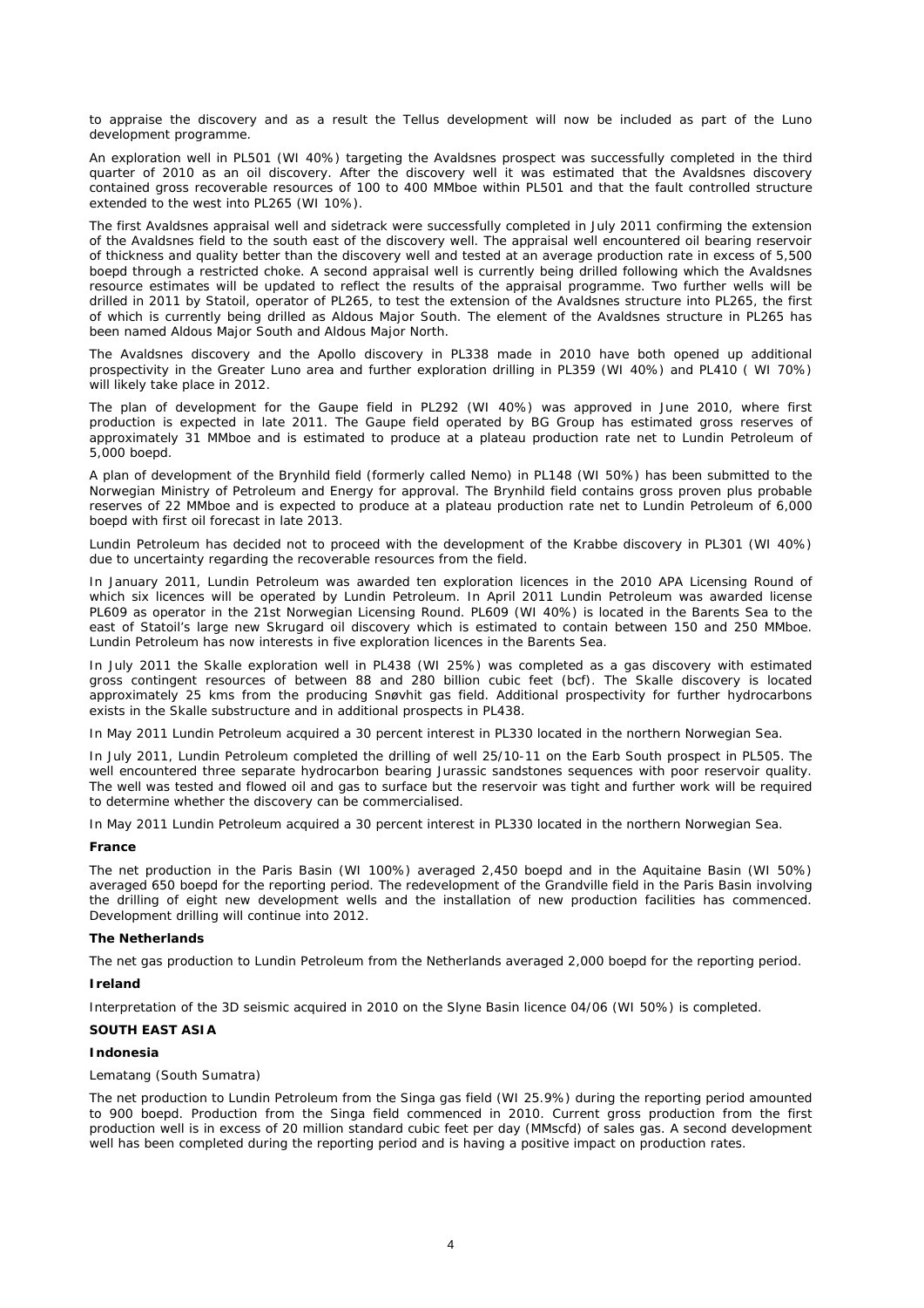to appraise the discovery and as a result the Tellus development will now be included as part of the Luno development programme.

An exploration well in PL501 (WI 40%) targeting the Avaldsnes prospect was successfully completed in the third quarter of 2010 as an oil discovery. After the discovery well it was estimated that the Avaldsnes discovery contained gross recoverable resources of 100 to 400 MMboe within PL501 and that the fault controlled structure extended to the west into PL265 (WI 10%).

The first Avaldsnes appraisal well and sidetrack were successfully completed in July 2011 confirming the extension of the Avaldsnes field to the south east of the discovery well. The appraisal well encountered oil bearing reservoir of thickness and quality better than the discovery well and tested at an average production rate in excess of 5,500 boepd through a restricted choke. A second appraisal well is currently being drilled following which the Avaldsnes resource estimates will be updated to reflect the results of the appraisal programme. Two further wells will be drilled in 2011 by Statoil, operator of PL265, to test the extension of the Avaldsnes structure into PL265, the first of which is currently being drilled as Aldous Major South. The element of the Avaldsnes structure in PL265 has been named Aldous Major South and Aldous Major North.

The Avaldsnes discovery and the Apollo discovery in PL338 made in 2010 have both opened up additional prospectivity in the Greater Luno area and further exploration drilling in PL359 (WI 40%) and PL410 ( WI 70%) will likely take place in 2012.

The plan of development for the Gaupe field in PL292 (WI 40%) was approved in June 2010, where first production is expected in late 2011. The Gaupe field operated by BG Group has estimated gross reserves of approximately 31 MMboe and is estimated to produce at a plateau production rate net to Lundin Petroleum of 5,000 boepd.

A plan of development of the Brynhild field (formerly called Nemo) in PL148 (WI 50%) has been submitted to the Norwegian Ministry of Petroleum and Energy for approval. The Brynhild field contains gross proven plus probable reserves of 22 MMboe and is expected to produce at a plateau production rate net to Lundin Petroleum of 6,000 boepd with first oil forecast in late 2013.

Lundin Petroleum has decided not to proceed with the development of the Krabbe discovery in PL301 (WI 40%) due to uncertainty regarding the recoverable resources from the field.

In January 2011, Lundin Petroleum was awarded ten exploration licences in the 2010 APA Licensing Round of which six licences will be operated by Lundin Petroleum. In April 2011 Lundin Petroleum was awarded license PL609 as operator in the 21st Norwegian Licensing Round. PL609 (WI 40%) is located in the Barents Sea to the east of Statoil's large new Skrugard oil discovery which is estimated to contain between 150 and 250 MMboe. Lundin Petroleum has now interests in five exploration licences in the Barents Sea.

In July 2011 the Skalle exploration well in PL438 (WI 25%) was completed as a gas discovery with estimated gross contingent resources of between 88 and 280 billion cubic feet (bcf). The Skalle discovery is located approximately 25 kms from the producing Snøvhit gas field. Additional prospectivity for further hydrocarbons exists in the Skalle substructure and in additional prospects in PL438.

In May 2011 Lundin Petroleum acquired a 30 percent interest in PL330 located in the northern Norwegian Sea.

In July 2011, Lundin Petroleum completed the drilling of well 25/10-11 on the Earb South prospect in PL505. The well encountered three separate hydrocarbon bearing Jurassic sandstones sequences with poor reservoir quality. The well was tested and flowed oil and gas to surface but the reservoir was tight and further work will be required to determine whether the discovery can be commercialised.

In May 2011 Lundin Petroleum acquired a 30 percent interest in PL330 located in the northern Norwegian Sea.

**France**

The net production in the Paris Basin (WI 100%) averaged 2,450 boepd and in the Aquitaine Basin (WI 50%) averaged 650 boepd for the reporting period. The redevelopment of the Grandville field in the Paris Basin involving the drilling of eight new development wells and the installation of new production facilities has commenced. Development drilling will continue into 2012.

**The Netherlands**

The net gas production to Lundin Petroleum from the Netherlands averaged 2,000 boepd for the reporting period.

**Ireland**

Interpretation of the 3D seismic acquired in 2010 on the Slyne Basin licence 04/06 (WI 50%) is completed.

**SOUTH EAST ASIA**

**Indonesia**

Lematang (South Sumatra)

The net production to Lundin Petroleum from the Singa gas field (WI 25.9%) during the reporting period amounted to 900 boepd. Production from the Singa field commenced in 2010. Current gross production from the first production well is in excess of 20 million standard cubic feet per day (MMscfd) of sales gas. A second development well has been completed during the reporting period and is having a positive impact on production rates.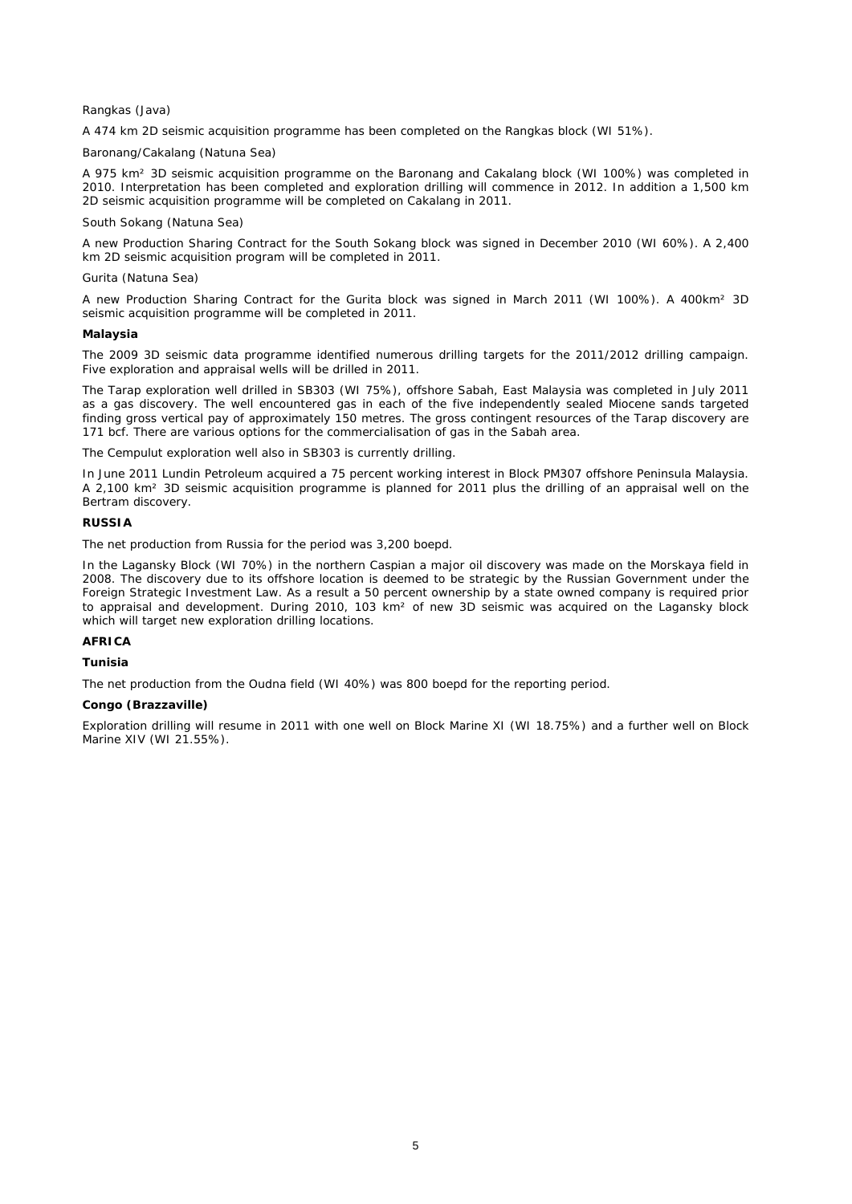Rangkas (Java)

A 474 km 2D seismic acquisition programme has been completed on the Rangkas block (WI 51%).

Baronang/Cakalang (Natuna Sea)

A 975 km² 3D seismic acquisition programme on the Baronang and Cakalang block (WI 100%) was completed in 2010. Interpretation has been completed and exploration drilling will commence in 2012. In addition a 1,500 km 2D seismic acquisition programme will be completed on Cakalang in 2011.

South Sokang (Natuna Sea)

A new Production Sharing Contract for the South Sokang block was signed in December 2010 (WI 60%). A 2,400 km 2D seismic acquisition program will be completed in 2011.

Gurita (Natuna Sea)

A new Production Sharing Contract for the Gurita block was signed in March 2011 (WI 100%). A 400km² 3D seismic acquisition programme will be completed in 2011.

### Malaysia

The 2009 3D seismic data programme identified numerous drilling targets for the 2011/2012 drilling campaign. Five exploration and appraisal wells will be drilled in 2011.

The Tarap exploration well drilled in SB303 (WI 75%), offshore Sabah, East Malaysia was completed in July 2011 as a gas discovery. The well encountered gas in each of the five independently sealed Miocene sands targeted finding gross vertical pay of approximately 150 metres. The gross contingent resources of the Tarap discovery are 171 bcf. There are various options for the commercialisation of gas in the Sabah area.

The Cempulut exploration well also in SB303 is currently drilling.

In June 2011 Lundin Petroleum acquired a 75 percent working interest in Block PM307 offshore Peninsula Malaysia. A 2,100 km² 3D seismic acquisition programme is planned for 2011 plus the drilling of an appraisal well on the Bertram discovery.

## RUSSIA

The net production from Russia for the period was 3,200 boepd.

In the Lagansky Block (WI 70%) in the northern Caspian a major oil discovery was made on the Morskaya field in 2008. The discovery due to its offshore location is deemed to be strategic by the Russian Government under the Foreign Strategic Investment Law. As a result a 50 percent ownership by a state owned company is required prior to appraisal and development. During 2010, 103 km² of new 3D seismic was acquired on the Lagansky block which will target new exploration drilling locations.

## AFRICA

### Tunisia

The net production from the Oudna field (WI 40%) was 800 boepd for the reporting period.

### Congo (Brazzaville)

Exploration drilling will resume in 2011 with one well on Block Marine XI (WI 18.75%) and a further well on Block Marine XIV (WI 21.55%).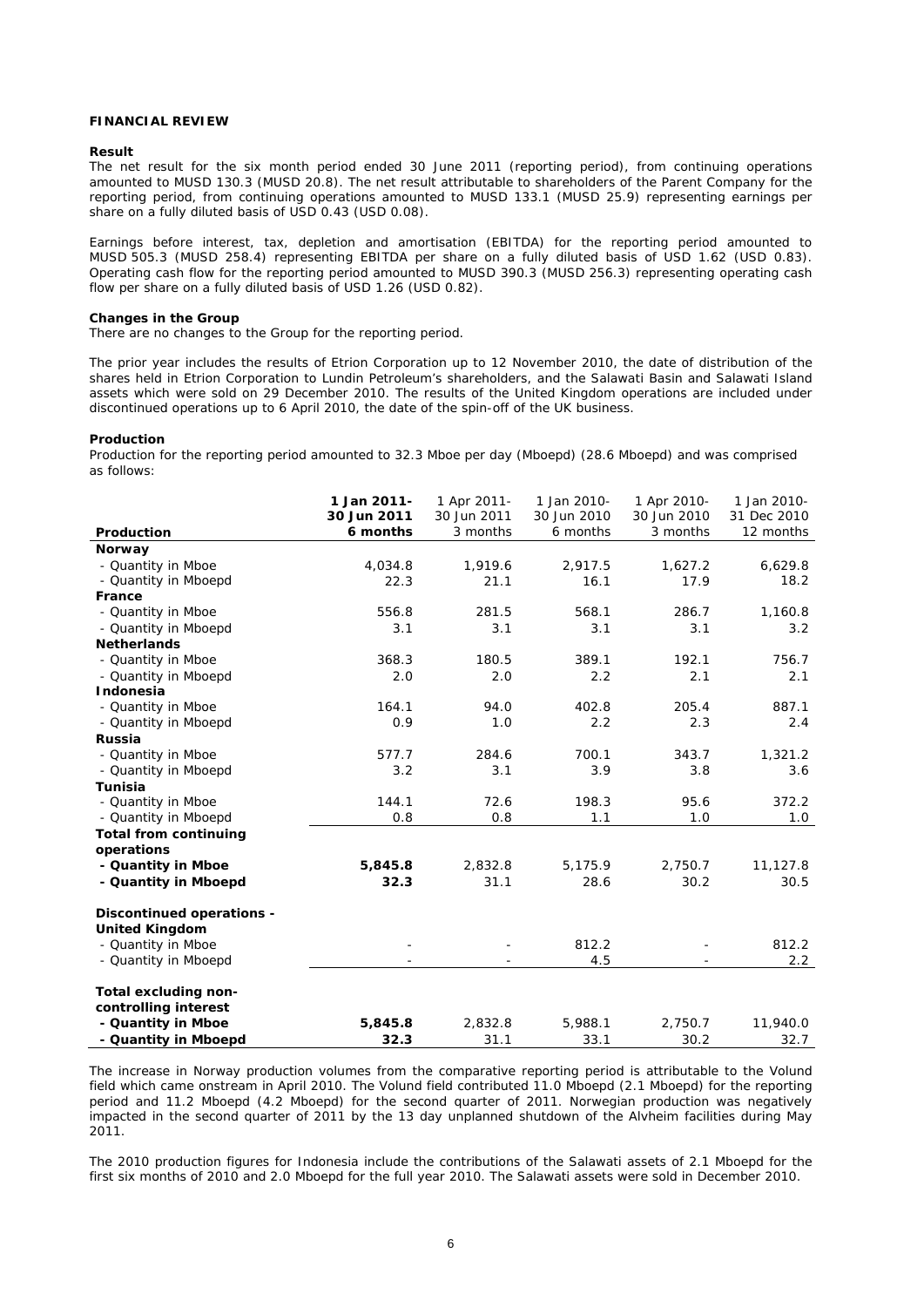## FINANCIAL REVIEW

### Result

The net result for the six month period ended 30 June 2011 (reporting period), from continuing operations amounted to MUSD 130.3 (MUSD 20.8). The net result attributable to shareholders of the Parent Company for the reporting period, from continuing operations amounted to MUSD 133.1 (MUSD 25.9) representing earnings per share on a fully diluted basis of USD 0.43 (USD 0.08).

Earnings before interest, tax, depletion and amortisation (EBITDA) for the reporting period amounted to MUSD 505.3 (MUSD 258.4) representing EBITDA per share on a fully diluted basis of USD 1.62 (USD 0.83). Operating cash flow for the reporting period amounted to MUSD 390.3 (MUSD 256.3) representing operating cash flow per share on a fully diluted basis of USD 1.26 (USD 0.82).

### Changes in the Group

There are no changes to the Group for the reporting period.

The prior year includes the results of Etrion Corporation up to 12 November 2010, the date of distribution of the shares held in Etrion Corporation to Lundin Petroleum's shareholders, and the Salawati Basin and Salawati Island assets which were sold on 29 December 2010. The results of the United Kingdom operations are included under discontinued operations up to 6 April 2010, the date of the spin-off of the UK business.

### Production

Production for the reporting period amounted to 32.3 Mboe per day (Mboepd) (28.6 Mboepd) and was comprised as follows:

| Production | **1 Jan 2011-30 Jun 2011 6 months** | 1 Apr 2011-30 Jun 2011 3 months | 1 Jan 2010-30 Jun 2010 6 months | 1 Apr 2010-30 Jun 2010 3 months | 1 Jan 2010-31 Dec 2010 12 months |
|---|---|---|---|---|---|
| **Norway** | | | | | |
| - Quantity in Mboe | 4,034.8 | 1,919.6 | 2,917.5 | 1,627.2 | 6,629.8 |
| - Quantity in Mboepd | 22.3 | 21.1 | 16.1 | 17.9 | 18.2 |
| **France** | | | | | |
| - Quantity in Mboe | 556.8 | 281.5 | 568.1 | 286.7 | 1,160.8 |
| - Quantity in Mboepd | 3.1 | 3.1 | 3.1 | 3.1 | 3.2 |
| **Netherlands** | | | | | |
| - Quantity in Mboe | 368.3 | 180.5 | 389.1 | 192.1 | 756.7 |
| - Quantity in Mboepd | 2.0 | 2.0 | 2.2 | 2.1 | 2.1 |
| **Indonesia** | | | | | |
| - Quantity in Mboe | 164.1 | 94.0 | 402.8 | 205.4 | 887.1 |
| - Quantity in Mboepd | 0.9 | 1.0 | 2.2 | 2.3 | 2.4 |
| **Russia** | | | | | |
| - Quantity in Mboe | 577.7 | 284.6 | 700.1 | 343.7 | 1,321.2 |
| - Quantity in Mboepd | 3.2 | 3.1 | 3.9 | 3.8 | 3.6 |
| **Tunisia** | | | | | |
| - Quantity in Mboe | 144.1 | 72.6 | 198.3 | 95.6 | 372.2 |
| - Quantity in Mboepd | 0.8 | 0.8 | 1.1 | 1.0 | 1.0 |
| **Total from continuing operations** | | | | | |
| **- Quantity in Mboe** | **5,845.8** | 2,832.8 | 5,175.9 | 2,750.7 | 11,127.8 |
| **- Quantity in Mboepd** | **32.3** | 31.1 | 28.6 | 30.2 | 30.5 |
| **Discontinued operations - United Kingdom** | | | | | |
| - Quantity in Mboe | - | - | 812.2 | - | 812.2 |
| - Quantity in Mboepd | - | - | 4.5 | - | 2.2 |
| **Total excluding non-controlling interest** | | | | | |
| **- Quantity in Mboe** | **5,845.8** | 2,832.8 | 5,988.1 | 2,750.7 | 11,940.0 |
| **- Quantity in Mboepd** | **32.3** | 31.1 | 33.1 | 30.2 | 32.7 |

The increase in Norway production volumes from the comparative reporting period is attributable to the Volund field which came onstream in April 2010. The Volund field contributed 11.0 Mboepd (2.1 Mboepd) for the reporting period and 11.2 Mboepd (4.2 Mboepd) for the second quarter of 2011. Norwegian production was negatively impacted in the second quarter of 2011 by the 13 day unplanned shutdown of the Alvheim facilities during May 2011.

The 2010 production figures for Indonesia include the contributions of the Salawati assets of 2.1 Mboepd for the first six months of 2010 and 2.0 Mboepd for the full year 2010. The Salawati assets were sold in December 2010.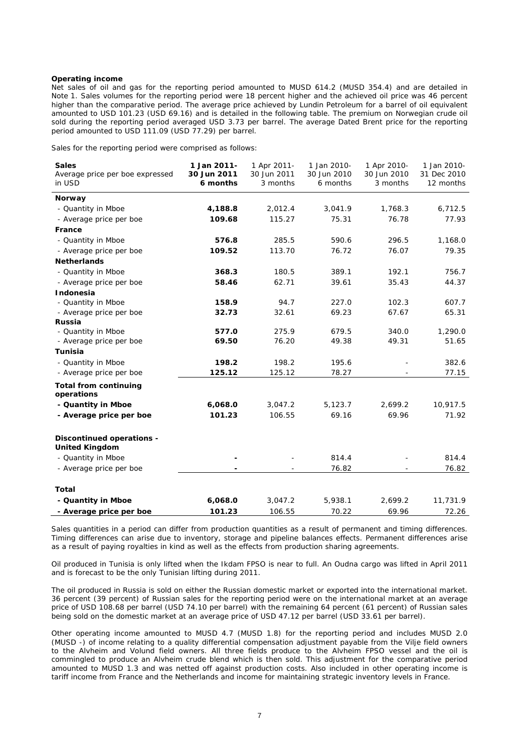**Operating income**

Net sales of oil and gas for the reporting period amounted to MUSD 614.2 (MUSD 354.4) and are detailed in Note 1. Sales volumes for the reporting period were 18 percent higher and the achieved oil price was 46 percent higher than the comparative period. The average price achieved by Lundin Petroleum for a barrel of oil equivalent amounted to USD 101.23 (USD 69.16) and is detailed in the following table. The premium on Norwegian crude oil sold during the reporting period averaged USD 3.73 per barrel. The average Dated Brent price for the reporting period amounted to USD 111.09 (USD 77.29) per barrel.

Sales for the reporting period were comprised as follows:

| **Sales** Average price per boe expressed in USD | **1 Jan 2011- 30 Jun 2011 6 months** | 1 Apr 2011- 30 Jun 2011 3 months | 1 Jan 2010- 30 Jun 2010 6 months | 1 Apr 2010- 30 Jun 2010 3 months | 1 Jan 2010- 31 Dec 2010 12 months |
|---|---|---|---|---|---|
| **Norway** | | | | | |
| - Quantity in Mboe | **4,188.8** | 2,012.4 | 3,041.9 | 1,768.3 | 6,712.5 |
| - Average price per boe | **109.68** | 115.27 | 75.31 | 76.78 | 77.93 |
| **France** | | | | | |
| - Quantity in Mboe | **576.8** | 285.5 | 590.6 | 296.5 | 1,168.0 |
| - Average price per boe | **109.52** | 113.70 | 76.72 | 76.07 | 79.35 |
| **Netherlands** | | | | | |
| - Quantity in Mboe | **368.3** | 180.5 | 389.1 | 192.1 | 756.7 |
| - Average price per boe | **58.46** | 62.71 | 39.61 | 35.43 | 44.37 |
| **Indonesia** | | | | | |
| - Quantity in Mboe | **158.9** | 94.7 | 227.0 | 102.3 | 607.7 |
| - Average price per boe | **32.73** | 32.61 | 69.23 | 67.67 | 65.31 |
| **Russia** | | | | | |
| - Quantity in Mboe | **577.0** | 275.9 | 679.5 | 340.0 | 1,290.0 |
| - Average price per boe | **69.50** | 76.20 | 49.38 | 49.31 | 51.65 |
| **Tunisia** | | | | | |
| - Quantity in Mboe | **198.2** | 198.2 | 195.6 | - | 382.6 |
| - Average price per boe | **125.12** | 125.12 | 78.27 | - | 77.15 |
| **Total from continuing operations** | | | | | |
| **- Quantity in Mboe** | **6,068.0** | 3,047.2 | 5,123.7 | 2,699.2 | 10,917.5 |
| **- Average price per boe** | **101.23** | 106.55 | 69.16 | 69.96 | 71.92 |
| **Discontinued operations - United Kingdom** | | | | | |
| - Quantity in Mboe | **-** | - | 814.4 | - | 814.4 |
| - Average price per boe | **-** | - | 76.82 | - | 76.82 |
| **Total** | | | | | |
| **- Quantity in Mboe** | **6,068.0** | 3,047.2 | 5,938.1 | 2,699.2 | 11,731.9 |
| **- Average price per boe** | **101.23** | 106.55 | 70.22 | 69.96 | 72.26 |

Sales quantities in a period can differ from production quantities as a result of permanent and timing differences. Timing differences can arise due to inventory, storage and pipeline balances effects. Permanent differences arise as a result of paying royalties in kind as well as the effects from production sharing agreements.

Oil produced in Tunisia is only lifted when the Ikdam FPSO is near to full. An Oudna cargo was lifted in April 2011 and is forecast to be the only Tunisian lifting during 2011.

The oil produced in Russia is sold on either the Russian domestic market or exported into the international market. 36 percent (39 percent) of Russian sales for the reporting period were on the international market at an average price of USD 108.68 per barrel (USD 74.10 per barrel) with the remaining 64 percent (61 percent) of Russian sales being sold on the domestic market at an average price of USD 47.12 per barrel (USD 33.61 per barrel).

Other operating income amounted to MUSD 4.7 (MUSD 1.8) for the reporting period and includes MUSD 2.0 (MUSD -) of income relating to a quality differential compensation adjustment payable from the Vilje field owners to the Alvheim and Volund field owners. All three fields produce to the Alvheim FPSO vessel and the oil is commingled to produce an Alvheim crude blend which is then sold. This adjustment for the comparative period amounted to MUSD 1.3 and was netted off against production costs. Also included in other operating income is tariff income from France and the Netherlands and income for maintaining strategic inventory levels in France.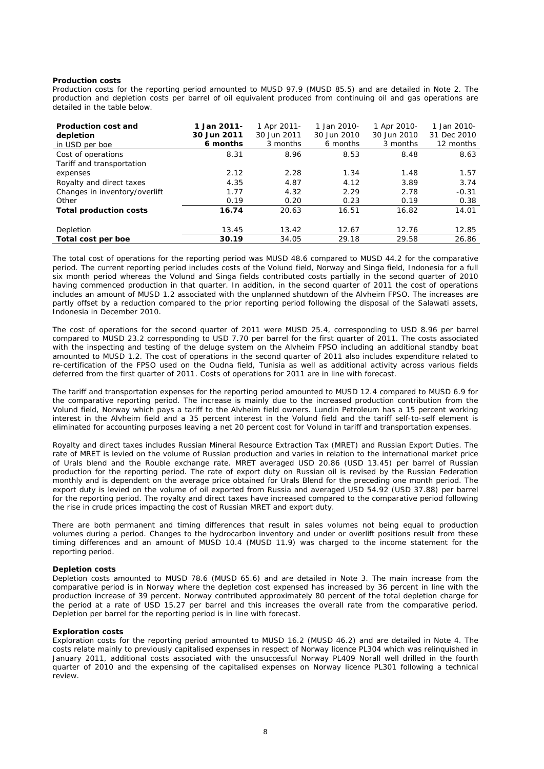**Production costs**

Production costs for the reporting period amounted to MUSD 97.9 (MUSD 85.5) and are detailed in Note 2. The production and depletion costs per barrel of oil equivalent produced from continuing oil and gas operations are detailed in the table below.

| **Production cost and depletion** in USD per boe | **1 Jan 2011- 30 Jun 2011 6 months** | 1 Apr 2011- 30 Jun 2011 3 months | 1 Jan 2010- 30 Jun 2010 6 months | 1 Apr 2010- 30 Jun 2010 3 months | 1 Jan 2010- 31 Dec 2010 12 months |
|---|---|---|---|---|---|
| Cost of operations | 8.31 | 8.96 | 8.53 | 8.48 | 8.63 |
| Tariff and transportation expenses | 2.12 | 2.28 | 1.34 | 1.48 | 1.57 |
| Royalty and direct taxes | 4.35 | 4.87 | 4.12 | 3.89 | 3.74 |
| Changes in inventory/overlift | 1.77 | 4.32 | 2.29 | 2.78 | -0.31 |
| Other | 0.19 | 0.20 | 0.23 | 0.19 | 0.38 |
| **Total production costs** | **16.74** | 20.63 | 16.51 | 16.82 | 14.01 |
| | | | | | |
| Depletion | 13.45 | 13.42 | 12.67 | 12.76 | 12.85 |
| **Total cost per boe** | **30.19** | 34.05 | 29.18 | 29.58 | 26.86 |

The total cost of operations for the reporting period was MUSD 48.6 compared to MUSD 44.2 for the comparative period. The current reporting period includes costs of the Volund field, Norway and Singa field, Indonesia for a full six month period whereas the Volund and Singa fields contributed costs partially in the second quarter of 2010 having commenced production in that quarter. In addition, in the second quarter of 2011 the cost of operations includes an amount of MUSD 1.2 associated with the unplanned shutdown of the Alvheim FPSO. The increases are partly offset by a reduction compared to the prior reporting period following the disposal of the Salawati assets, Indonesia in December 2010.

The cost of operations for the second quarter of 2011 were MUSD 25.4, corresponding to USD 8.96 per barrel compared to MUSD 23.2 corresponding to USD 7.70 per barrel for the first quarter of 2011. The costs associated with the inspecting and testing of the deluge system on the Alvheim FPSO including an additional standby boat amounted to MUSD 1.2. The cost of operations in the second quarter of 2011 also includes expenditure related to re-certification of the FPSO used on the Oudna field, Tunisia as well as additional activity across various fields deferred from the first quarter of 2011. Costs of operations for 2011 are in line with forecast.

The tariff and transportation expenses for the reporting period amounted to MUSD 12.4 compared to MUSD 6.9 for the comparative reporting period. The increase is mainly due to the increased production contribution from the Volund field, Norway which pays a tariff to the Alvheim field owners. Lundin Petroleum has a 15 percent working interest in the Alvheim field and a 35 percent interest in the Volund field and the tariff self-to-self element is eliminated for accounting purposes leaving a net 20 percent cost for Volund in tariff and transportation expenses.

Royalty and direct taxes includes Russian Mineral Resource Extraction Tax (MRET) and Russian Export Duties. The rate of MRET is levied on the volume of Russian production and varies in relation to the international market price of Urals blend and the Rouble exchange rate. MRET averaged USD 20.86 (USD 13.45) per barrel of Russian production for the reporting period. The rate of export duty on Russian oil is revised by the Russian Federation monthly and is dependent on the average price obtained for Urals Blend for the preceding one month period. The export duty is levied on the volume of oil exported from Russia and averaged USD 54.92 (USD 37.88) per barrel for the reporting period. The royalty and direct taxes have increased compared to the comparative period following the rise in crude prices impacting the cost of Russian MRET and export duty.

There are both permanent and timing differences that result in sales volumes not being equal to production volumes during a period. Changes to the hydrocarbon inventory and under or overlift positions result from these timing differences and an amount of MUSD 10.4 (MUSD 11.9) was charged to the income statement for the reporting period.

**Depletion costs**

Depletion costs amounted to MUSD 78.6 (MUSD 65.6) and are detailed in Note 3. The main increase from the comparative period is in Norway where the depletion cost expensed has increased by 36 percent in line with the production increase of 39 percent. Norway contributed approximately 80 percent of the total depletion charge for the period at a rate of USD 15.27 per barrel and this increases the overall rate from the comparative period. Depletion per barrel for the reporting period is in line with forecast.

**Exploration costs**

Exploration costs for the reporting period amounted to MUSD 16.2 (MUSD 46.2) and are detailed in Note 4. The costs relate mainly to previously capitalised expenses in respect of Norway licence PL304 which was relinquished in January 2011, additional costs associated with the unsuccessful Norway PL409 Norall well drilled in the fourth quarter of 2010 and the expensing of the capitalised expenses on Norway licence PL301 following a technical review.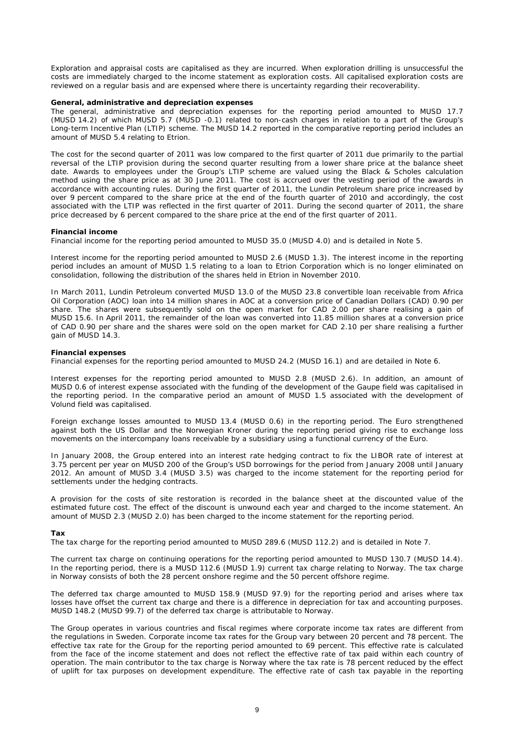Exploration and appraisal costs are capitalised as they are incurred. When exploration drilling is unsuccessful the costs are immediately charged to the income statement as exploration costs. All capitalised exploration costs are reviewed on a regular basis and are expensed where there is uncertainty regarding their recoverability.

**General, administrative and depreciation expenses**

The general, administrative and depreciation expenses for the reporting period amounted to MUSD 17.7 (MUSD 14.2) of which MUSD 5.7 (MUSD -0.1) related to non-cash charges in relation to a part of the Group's Long-term Incentive Plan (LTIP) scheme. The MUSD 14.2 reported in the comparative reporting period includes an amount of MUSD 5.4 relating to Etrion.

The cost for the second quarter of 2011 was low compared to the first quarter of 2011 due primarily to the partial reversal of the LTIP provision during the second quarter resulting from a lower share price at the balance sheet date. Awards to employees under the Group's LTIP scheme are valued using the Black & Scholes calculation method using the share price as at 30 June 2011. The cost is accrued over the vesting period of the awards in accordance with accounting rules. During the first quarter of 2011, the Lundin Petroleum share price increased by over 9 percent compared to the share price at the end of the fourth quarter of 2010 and accordingly, the cost associated with the LTIP was reflected in the first quarter of 2011. During the second quarter of 2011, the share price decreased by 6 percent compared to the share price at the end of the first quarter of 2011.

**Financial income**

Financial income for the reporting period amounted to MUSD 35.0 (MUSD 4.0) and is detailed in Note 5.

Interest income for the reporting period amounted to MUSD 2.6 (MUSD 1.3). The interest income in the reporting period includes an amount of MUSD 1.5 relating to a loan to Etrion Corporation which is no longer eliminated on consolidation, following the distribution of the shares held in Etrion in November 2010.

In March 2011, Lundin Petroleum converted MUSD 13.0 of the MUSD 23.8 convertible loan receivable from Africa Oil Corporation (AOC) loan into 14 million shares in AOC at a conversion price of Canadian Dollars (CAD) 0.90 per share. The shares were subsequently sold on the open market for CAD 2.00 per share realising a gain of MUSD 15.6. In April 2011, the remainder of the loan was converted into 11.85 million shares at a conversion price of CAD 0.90 per share and the shares were sold on the open market for CAD 2.10 per share realising a further gain of MUSD 14.3.

**Financial expenses**

Financial expenses for the reporting period amounted to MUSD 24.2 (MUSD 16.1) and are detailed in Note 6.

Interest expenses for the reporting period amounted to MUSD 2.8 (MUSD 2.6). In addition, an amount of MUSD 0.6 of interest expense associated with the funding of the development of the Gaupe field was capitalised in the reporting period. In the comparative period an amount of MUSD 1.5 associated with the development of Volund field was capitalised.

Foreign exchange losses amounted to MUSD 13.4 (MUSD 0.6) in the reporting period. The Euro strengthened against both the US Dollar and the Norwegian Kroner during the reporting period giving rise to exchange loss movements on the intercompany loans receivable by a subsidiary using a functional currency of the Euro.

In January 2008, the Group entered into an interest rate hedging contract to fix the LIBOR rate of interest at 3.75 percent per year on MUSD 200 of the Group's USD borrowings for the period from January 2008 until January 2012. An amount of MUSD 3.4 (MUSD 3.5) was charged to the income statement for the reporting period for settlements under the hedging contracts.

A provision for the costs of site restoration is recorded in the balance sheet at the discounted value of the estimated future cost. The effect of the discount is unwound each year and charged to the income statement. An amount of MUSD 2.3 (MUSD 2.0) has been charged to the income statement for the reporting period.

**Tax**

The tax charge for the reporting period amounted to MUSD 289.6 (MUSD 112.2) and is detailed in Note 7.

The current tax charge on continuing operations for the reporting period amounted to MUSD 130.7 (MUSD 14.4). In the reporting period, there is a MUSD 112.6 (MUSD 1.9) current tax charge relating to Norway. The tax charge in Norway consists of both the 28 percent onshore regime and the 50 percent offshore regime.

The deferred tax charge amounted to MUSD 158.9 (MUSD 97.9) for the reporting period and arises where tax losses have offset the current tax charge and there is a difference in depreciation for tax and accounting purposes. MUSD 148.2 (MUSD 99.7) of the deferred tax charge is attributable to Norway.

The Group operates in various countries and fiscal regimes where corporate income tax rates are different from the regulations in Sweden. Corporate income tax rates for the Group vary between 20 percent and 78 percent. The effective tax rate for the Group for the reporting period amounted to 69 percent. This effective rate is calculated from the face of the income statement and does not reflect the effective rate of tax paid within each country of operation. The main contributor to the tax charge is Norway where the tax rate is 78 percent reduced by the effect of uplift for tax purposes on development expenditure. The effective rate of cash tax payable in the reporting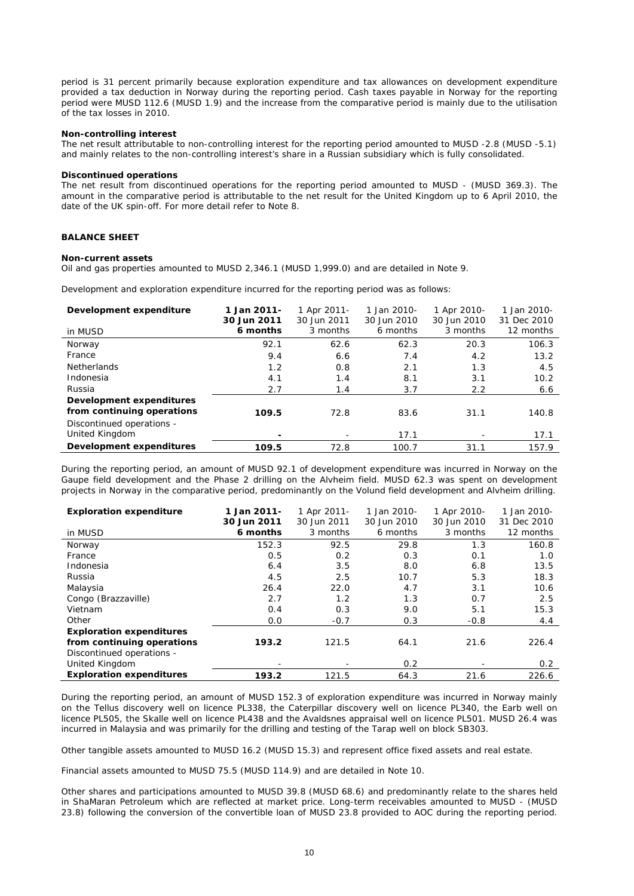period is 31 percent primarily because exploration expenditure and tax allowances on development expenditure provided a tax deduction in Norway during the reporting period. Cash taxes payable in Norway for the reporting period were MUSD 112.6 (MUSD 1.9) and the increase from the comparative period is mainly due to the utilisation of the tax losses in 2010.

**Non-controlling interest**

The net result attributable to non-controlling interest for the reporting period amounted to MUSD -2.8 (MUSD -5.1) and mainly relates to the non-controlling interest's share in a Russian subsidiary which is fully consolidated.

**Discontinued operations**

The net result from discontinued operations for the reporting period amounted to MUSD - (MUSD 369.3). The amount in the comparative period is attributable to the net result for the United Kingdom up to 6 April 2010, the date of the UK spin-off. For more detail refer to Note 8.

**BALANCE SHEET**

**Non-current assets**

Oil and gas properties amounted to MUSD 2,346.1 (MUSD 1,999.0) and are detailed in Note 9.

Development and exploration expenditure incurred for the reporting period was as follows:

| **Development expenditure**<br>in MUSD | **1 Jan 2011-<br>30 Jun 2011<br>6 months** | 1 Apr 2011-<br>30 Jun 2011<br>3 months | 1 Jan 2010-<br>30 Jun 2010<br>6 months | 1 Apr 2010-<br>30 Jun 2010<br>3 months | 1 Jan 2010-<br>31 Dec 2010<br>12 months |
|---|---|---|---|---|---|
| Norway | 92.1 | 62.6 | 62.3 | 20.3 | 106.3 |
| France | 9.4 | 6.6 | 7.4 | 4.2 | 13.2 |
| Netherlands | 1.2 | 0.8 | 2.1 | 1.3 | 4.5 |
| Indonesia | 4.1 | 1.4 | 8.1 | 3.1 | 10.2 |
| Russia | 2.7 | 1.4 | 3.7 | 2.2 | 6.6 |
| **Development expenditures from continuing operations** | **109.5** | 72.8 | 83.6 | 31.1 | 140.8 |
| Discontinued operations - United Kingdom | **-** | - | 17.1 | - | 17.1 |
| **Development expenditures** | **109.5** | 72.8 | 100.7 | 31.1 | 157.9 |

During the reporting period, an amount of MUSD 92.1 of development expenditure was incurred in Norway on the Gaupe field development and the Phase 2 drilling on the Alvheim field. MUSD 62.3 was spent on development projects in Norway in the comparative period, predominantly on the Volund field development and Alvheim drilling.

| **Exploration expenditure**<br>in MUSD | **1 Jan 2011-<br>30 Jun 2011<br>6 months** | 1 Apr 2011-<br>30 Jun 2011<br>3 months | 1 Jan 2010-<br>30 Jun 2010<br>6 months | 1 Apr 2010-<br>30 Jun 2010<br>3 months | 1 Jan 2010-<br>31 Dec 2010<br>12 months |
|---|---|---|---|---|---|
| Norway | 152.3 | 92.5 | 29.8 | 1.3 | 160.8 |
| France | 0.5 | 0.2 | 0.3 | 0.1 | 1.0 |
| Indonesia | 6.4 | 3.5 | 8.0 | 6.8 | 13.5 |
| Russia | 4.5 | 2.5 | 10.7 | 5.3 | 18.3 |
| Malaysia | 26.4 | 22.0 | 4.7 | 3.1 | 10.6 |
| Congo (Brazzaville) | 2.7 | 1.2 | 1.3 | 0.7 | 2.5 |
| Vietnam | 0.4 | 0.3 | 9.0 | 5.1 | 15.3 |
| Other | 0.0 | -0.7 | 0.3 | -0.8 | 4.4 |
| **Exploration expenditures from continuing operations** | **193.2** | 121.5 | 64.1 | 21.6 | 226.4 |
| Discontinued operations - United Kingdom | - | - | 0.2 | - | 0.2 |
| **Exploration expenditures** | **193.2** | 121.5 | 64.3 | 21.6 | 226.6 |

During the reporting period, an amount of MUSD 152.3 of exploration expenditure was incurred in Norway mainly on the Tellus discovery well on licence PL338, the Caterpillar discovery well on licence PL340, the Earb well on licence PL505, the Skalle well on licence PL438 and the Avaldsnes appraisal well on licence PL501. MUSD 26.4 was incurred in Malaysia and was primarily for the drilling and testing of the Tarap well on block SB303.

Other tangible assets amounted to MUSD 16.2 (MUSD 15.3) and represent office fixed assets and real estate.

Financial assets amounted to MUSD 75.5 (MUSD 114.9) and are detailed in Note 10.

Other shares and participations amounted to MUSD 39.8 (MUSD 68.6) and predominantly relate to the shares held in ShaMaran Petroleum which are reflected at market price. Long-term receivables amounted to MUSD - (MUSD 23.8) following the conversion of the convertible loan of MUSD 23.8 provided to AOC during the reporting period.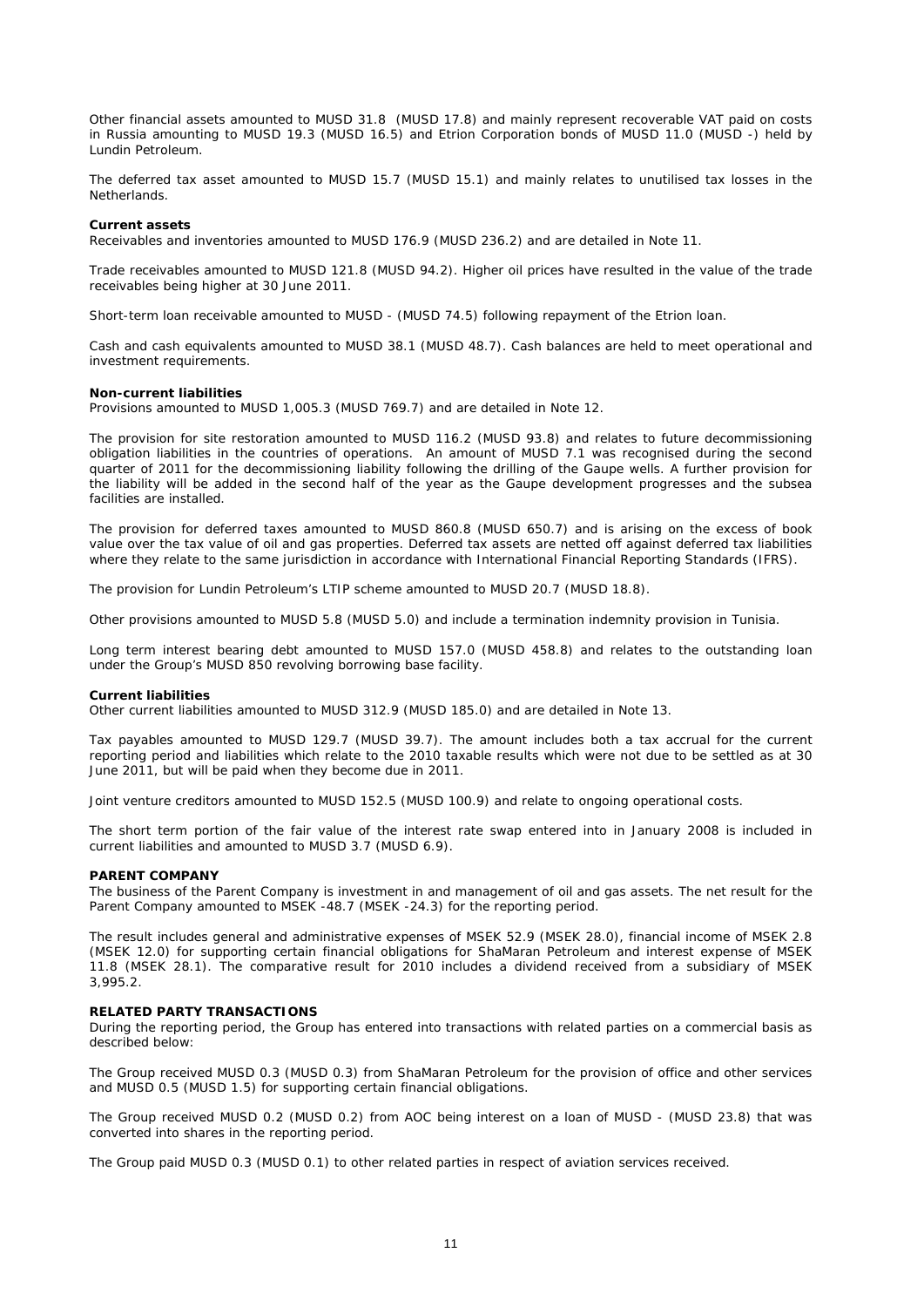Other financial assets amounted to MUSD 31.8 (MUSD 17.8) and mainly represent recoverable VAT paid on costs in Russia amounting to MUSD 19.3 (MUSD 16.5) and Etrion Corporation bonds of MUSD 11.0 (MUSD -) held by Lundin Petroleum.

The deferred tax asset amounted to MUSD 15.7 (MUSD 15.1) and mainly relates to unutilised tax losses in the Netherlands.

**Current assets**

Receivables and inventories amounted to MUSD 176.9 (MUSD 236.2) and are detailed in Note 11.

Trade receivables amounted to MUSD 121.8 (MUSD 94.2). Higher oil prices have resulted in the value of the trade receivables being higher at 30 June 2011.

Short-term loan receivable amounted to MUSD - (MUSD 74.5) following repayment of the Etrion loan.

Cash and cash equivalents amounted to MUSD 38.1 (MUSD 48.7). Cash balances are held to meet operational and investment requirements.

**Non-current liabilities**

Provisions amounted to MUSD 1,005.3 (MUSD 769.7) and are detailed in Note 12.

The provision for site restoration amounted to MUSD 116.2 (MUSD 93.8) and relates to future decommissioning obligation liabilities in the countries of operations. An amount of MUSD 7.1 was recognised during the second quarter of 2011 for the decommissioning liability following the drilling of the Gaupe wells. A further provision for the liability will be added in the second half of the year as the Gaupe development progresses and the subsea facilities are installed.

The provision for deferred taxes amounted to MUSD 860.8 (MUSD 650.7) and is arising on the excess of book value over the tax value of oil and gas properties. Deferred tax assets are netted off against deferred tax liabilities where they relate to the same jurisdiction in accordance with International Financial Reporting Standards (IFRS).

The provision for Lundin Petroleum's LTIP scheme amounted to MUSD 20.7 (MUSD 18.8).

Other provisions amounted to MUSD 5.8 (MUSD 5.0) and include a termination indemnity provision in Tunisia.

Long term interest bearing debt amounted to MUSD 157.0 (MUSD 458.8) and relates to the outstanding loan under the Group's MUSD 850 revolving borrowing base facility.

**Current liabilities**

Other current liabilities amounted to MUSD 312.9 (MUSD 185.0) and are detailed in Note 13.

Tax payables amounted to MUSD 129.7 (MUSD 39.7). The amount includes both a tax accrual for the current reporting period and liabilities which relate to the 2010 taxable results which were not due to be settled as at 30 June 2011, but will be paid when they become due in 2011.

Joint venture creditors amounted to MUSD 152.5 (MUSD 100.9) and relate to ongoing operational costs.

The short term portion of the fair value of the interest rate swap entered into in January 2008 is included in current liabilities and amounted to MUSD 3.7 (MUSD 6.9).

**PARENT COMPANY**

The business of the Parent Company is investment in and management of oil and gas assets. The net result for the Parent Company amounted to MSEK -48.7 (MSEK -24.3) for the reporting period.

The result includes general and administrative expenses of MSEK 52.9 (MSEK 28.0), financial income of MSEK 2.8 (MSEK 12.0) for supporting certain financial obligations for ShaMaran Petroleum and interest expense of MSEK 11.8 (MSEK 28.1). The comparative result for 2010 includes a dividend received from a subsidiary of MSEK 3,995.2.

**RELATED PARTY TRANSACTIONS**

During the reporting period, the Group has entered into transactions with related parties on a commercial basis as described below:

The Group received MUSD 0.3 (MUSD 0.3) from ShaMaran Petroleum for the provision of office and other services and MUSD 0.5 (MUSD 1.5) for supporting certain financial obligations.

The Group received MUSD 0.2 (MUSD 0.2) from AOC being interest on a loan of MUSD - (MUSD 23.8) that was converted into shares in the reporting period.

The Group paid MUSD 0.3 (MUSD 0.1) to other related parties in respect of aviation services received.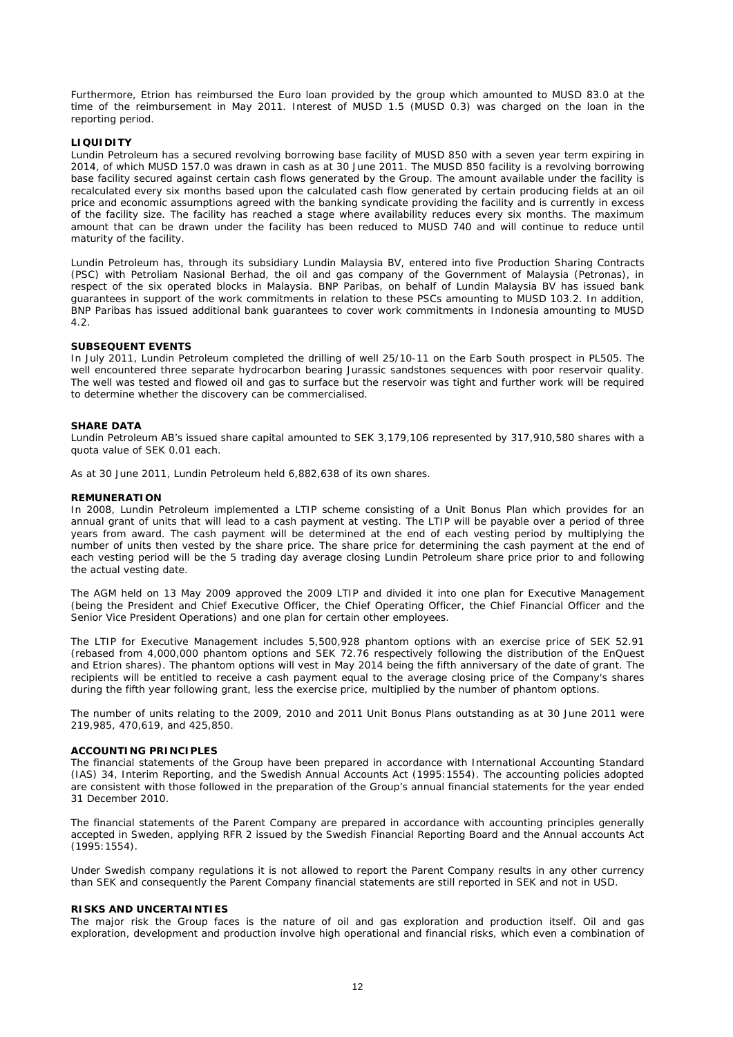Furthermore, Etrion has reimbursed the Euro loan provided by the group which amounted to MUSD 83.0 at the time of the reimbursement in May 2011. Interest of MUSD 1.5 (MUSD 0.3) was charged on the loan in the reporting period.

**LIQUIDITY**

Lundin Petroleum has a secured revolving borrowing base facility of MUSD 850 with a seven year term expiring in 2014, of which MUSD 157.0 was drawn in cash as at 30 June 2011. The MUSD 850 facility is a revolving borrowing base facility secured against certain cash flows generated by the Group. The amount available under the facility is recalculated every six months based upon the calculated cash flow generated by certain producing fields at an oil price and economic assumptions agreed with the banking syndicate providing the facility and is currently in excess of the facility size. The facility has reached a stage where availability reduces every six months. The maximum amount that can be drawn under the facility has been reduced to MUSD 740 and will continue to reduce until maturity of the facility.

Lundin Petroleum has, through its subsidiary Lundin Malaysia BV, entered into five Production Sharing Contracts (PSC) with Petroliam Nasional Berhad, the oil and gas company of the Government of Malaysia (Petronas), in respect of the six operated blocks in Malaysia. BNP Paribas, on behalf of Lundin Malaysia BV has issued bank guarantees in support of the work commitments in relation to these PSCs amounting to MUSD 103.2. In addition, BNP Paribas has issued additional bank guarantees to cover work commitments in Indonesia amounting to MUSD 4.2.

**SUBSEQUENT EVENTS**

In July 2011, Lundin Petroleum completed the drilling of well 25/10-11 on the Earb South prospect in PL505. The well encountered three separate hydrocarbon bearing Jurassic sandstones sequences with poor reservoir quality. The well was tested and flowed oil and gas to surface but the reservoir was tight and further work will be required to determine whether the discovery can be commercialised.

**SHARE DATA**

Lundin Petroleum AB's issued share capital amounted to SEK 3,179,106 represented by 317,910,580 shares with a quota value of SEK 0.01 each.

As at 30 June 2011, Lundin Petroleum held 6,882,638 of its own shares.

**REMUNERATION**

In 2008, Lundin Petroleum implemented a LTIP scheme consisting of a Unit Bonus Plan which provides for an annual grant of units that will lead to a cash payment at vesting. The LTIP will be payable over a period of three years from award. The cash payment will be determined at the end of each vesting period by multiplying the number of units then vested by the share price. The share price for determining the cash payment at the end of each vesting period will be the 5 trading day average closing Lundin Petroleum share price prior to and following the actual vesting date.

The AGM held on 13 May 2009 approved the 2009 LTIP and divided it into one plan for Executive Management (being the President and Chief Executive Officer, the Chief Operating Officer, the Chief Financial Officer and the Senior Vice President Operations) and one plan for certain other employees.

The LTIP for Executive Management includes 5,500,928 phantom options with an exercise price of SEK 52.91 (rebased from 4,000,000 phantom options and SEK 72.76 respectively following the distribution of the EnQuest and Etrion shares). The phantom options will vest in May 2014 being the fifth anniversary of the date of grant. The recipients will be entitled to receive a cash payment equal to the average closing price of the Company's shares during the fifth year following grant, less the exercise price, multiplied by the number of phantom options.

The number of units relating to the 2009, 2010 and 2011 Unit Bonus Plans outstanding as at 30 June 2011 were 219,985, 470,619, and 425,850.

**ACCOUNTING PRINCIPLES**

The financial statements of the Group have been prepared in accordance with International Accounting Standard (IAS) 34, Interim Reporting, and the Swedish Annual Accounts Act (1995:1554). The accounting policies adopted are consistent with those followed in the preparation of the Group's annual financial statements for the year ended 31 December 2010.

The financial statements of the Parent Company are prepared in accordance with accounting principles generally accepted in Sweden, applying RFR 2 issued by the Swedish Financial Reporting Board and the Annual accounts Act (1995:1554).

Under Swedish company regulations it is not allowed to report the Parent Company results in any other currency than SEK and consequently the Parent Company financial statements are still reported in SEK and not in USD.

**RISKS AND UNCERTAINTIES**

The major risk the Group faces is the nature of oil and gas exploration and production itself. Oil and gas exploration, development and production involve high operational and financial risks, which even a combination of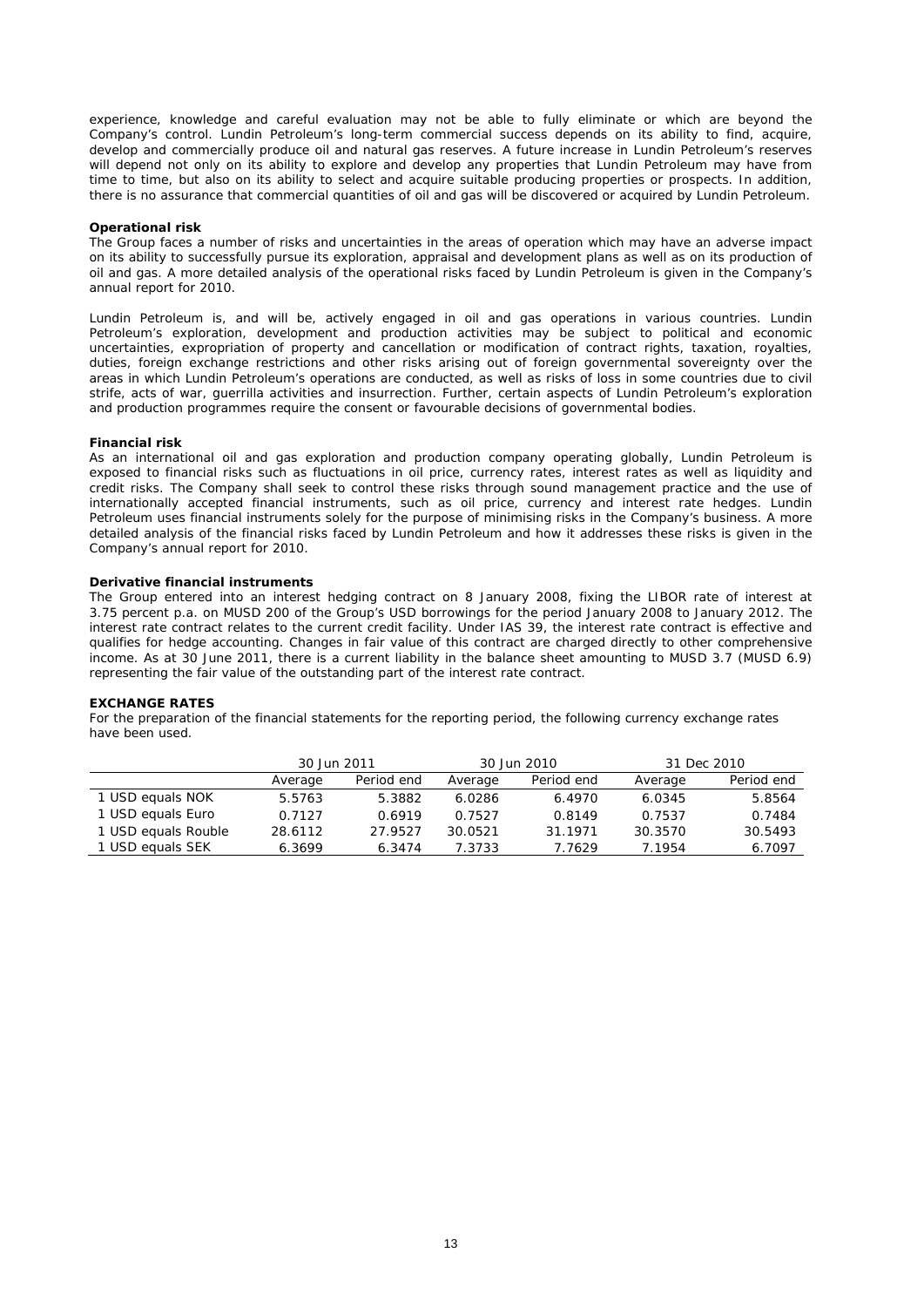experience, knowledge and careful evaluation may not be able to fully eliminate or which are beyond the Company's control. Lundin Petroleum's long-term commercial success depends on its ability to find, acquire, develop and commercially produce oil and natural gas reserves. A future increase in Lundin Petroleum's reserves will depend not only on its ability to explore and develop any properties that Lundin Petroleum may have from time to time, but also on its ability to select and acquire suitable producing properties or prospects. In addition, there is no assurance that commercial quantities of oil and gas will be discovered or acquired by Lundin Petroleum.

**Operational risk**

The Group faces a number of risks and uncertainties in the areas of operation which may have an adverse impact on its ability to successfully pursue its exploration, appraisal and development plans as well as on its production of oil and gas. A more detailed analysis of the operational risks faced by Lundin Petroleum is given in the Company's annual report for 2010.

Lundin Petroleum is, and will be, actively engaged in oil and gas operations in various countries. Lundin Petroleum's exploration, development and production activities may be subject to political and economic uncertainties, expropriation of property and cancellation or modification of contract rights, taxation, royalties, duties, foreign exchange restrictions and other risks arising out of foreign governmental sovereignty over the areas in which Lundin Petroleum's operations are conducted, as well as risks of loss in some countries due to civil strife, acts of war, guerrilla activities and insurrection. Further, certain aspects of Lundin Petroleum's exploration and production programmes require the consent or favourable decisions of governmental bodies.

**Financial risk**

As an international oil and gas exploration and production company operating globally, Lundin Petroleum is exposed to financial risks such as fluctuations in oil price, currency rates, interest rates as well as liquidity and credit risks. The Company shall seek to control these risks through sound management practice and the use of internationally accepted financial instruments, such as oil price, currency and interest rate hedges. Lundin Petroleum uses financial instruments solely for the purpose of minimising risks in the Company's business. A more detailed analysis of the financial risks faced by Lundin Petroleum and how it addresses these risks is given in the Company's annual report for 2010.

**Derivative financial instruments**

The Group entered into an interest hedging contract on 8 January 2008, fixing the LIBOR rate of interest at 3.75 percent p.a. on MUSD 200 of the Group's USD borrowings for the period January 2008 to January 2012. The interest rate contract relates to the current credit facility. Under IAS 39, the interest rate contract is effective and qualifies for hedge accounting. Changes in fair value of this contract are charged directly to other comprehensive income. As at 30 June 2011, there is a current liability in the balance sheet amounting to MUSD 3.7 (MUSD 6.9) representing the fair value of the outstanding part of the interest rate contract.

**EXCHANGE RATES**

For the preparation of the financial statements for the reporting period, the following currency exchange rates have been used.

| | 30 Jun 2011 | | 30 Jun 2010 | | 31 Dec 2010 | |
|---|---|---|---|---|---|---|
| | Average | Period end | Average | Period end | Average | Period end |
| 1 USD equals NOK | 5.5763 | 5.3882 | 6.0286 | 6.4970 | 6.0345 | 5.8564 |
| 1 USD equals Euro | 0.7127 | 0.6919 | 0.7527 | 0.8149 | 0.7537 | 0.7484 |
| 1 USD equals Rouble | 28.6112 | 27.9527 | 30.0521 | 31.1971 | 30.3570 | 30.5493 |
| 1 USD equals SEK | 6.3699 | 6.3474 | 7.3733 | 7.7629 | 7.1954 | 6.7097 |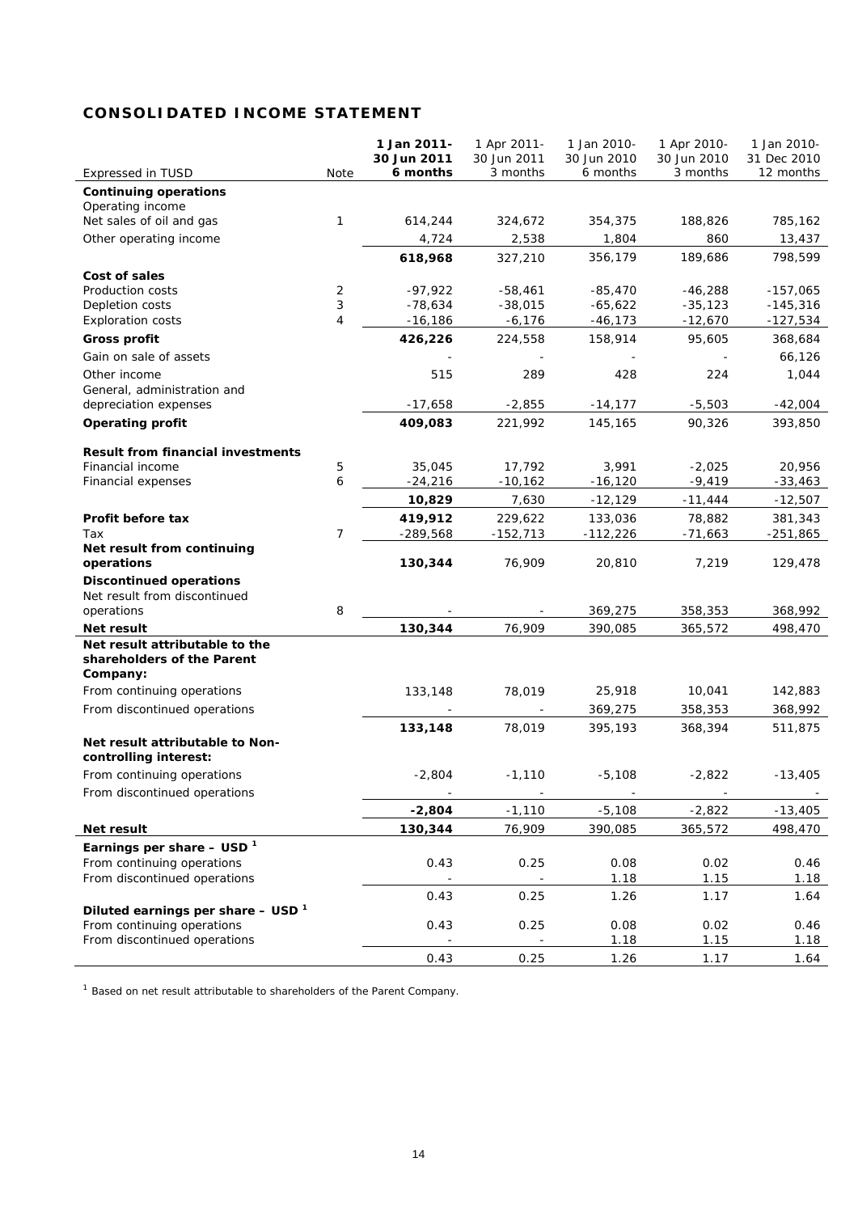## CONSOLIDATED INCOME STATEMENT

| Expressed in TUSD | Note | **1 Jan 2011- 30 Jun 2011 6 months** | 1 Apr 2011- 30 Jun 2011 3 months | 1 Jan 2010- 30 Jun 2010 6 months | 1 Apr 2010- 30 Jun 2010 3 months | 1 Jan 2010- 31 Dec 2010 12 months |
|---|---|---|---|---|---|---|
| **Continuing operations** | | | | | | |
| Operating income | | | | | | |
| Net sales of oil and gas | 1 | 614,244 | 324,672 | 354,375 | 188,826 | 785,162 |
| Other operating income | | 4,724 | 2,538 | 1,804 | 860 | 13,437 |
| | | **618,968** | 327,210 | 356,179 | 189,686 | 798,599 |
| **Cost of sales** | | | | | | |
| Production costs | 2 | -97,922 | -58,461 | -85,470 | -46,288 | -157,065 |
| Depletion costs | 3 | -78,634 | -38,015 | -65,622 | -35,123 | -145,316 |
| Exploration costs | 4 | -16,186 | -6,176 | -46,173 | -12,670 | -127,534 |
| **Gross profit** | | **426,226** | 224,558 | 158,914 | 95,605 | 368,684 |
| Gain on sale of assets | | - | - | - | - | 66,126 |
| Other income | | 515 | 289 | 428 | 224 | 1,044 |
| General, administration and depreciation expenses | | -17,658 | -2,855 | -14,177 | -5,503 | -42,004 |
| **Operating profit** | | **409,083** | 221,992 | 145,165 | 90,326 | 393,850 |
| **Result from financial investments** | | | | | | |
| Financial income | 5 | 35,045 | 17,792 | 3,991 | -2,025 | 20,956 |
| Financial expenses | 6 | -24,216 | -10,162 | -16,120 | -9,419 | -33,463 |
| | | **10,829** | 7,630 | -12,129 | -11,444 | -12,507 |
| **Profit before tax** | | **419,912** | 229,622 | 133,036 | 78,882 | 381,343 |
| Tax | 7 | -289,568 | -152,713 | -112,226 | -71,663 | -251,865 |
| **Net result from continuing operations** | | **130,344** | 76,909 | 20,810 | 7,219 | 129,478 |
| **Discontinued operations** | | | | | | |
| Net result from discontinued operations | 8 | - | - | 369,275 | 358,353 | 368,992 |
| **Net result** | | **130,344** | 76,909 | 390,085 | 365,572 | 498,470 |
| **Net result attributable to the shareholders of the Parent Company:** | | | | | | |
| From continuing operations | | 133,148 | 78,019 | 25,918 | 10,041 | 142,883 |
| From discontinued operations | | - | - | 369,275 | 358,353 | 368,992 |
| | | **133,148** | 78,019 | 395,193 | 368,394 | 511,875 |
| **Net result attributable to Non-controlling interest:** | | | | | | |
| From continuing operations | | -2,804 | -1,110 | -5,108 | -2,822 | -13,405 |
| From discontinued operations | | - | - | - | - | - |
| | | **-2,804** | -1,110 | -5,108 | -2,822 | -13,405 |
| **Net result** | | **130,344** | 76,909 | 390,085 | 365,572 | 498,470 |
| **Earnings per share – USD [1]** | | | | | | |
| From continuing operations | | 0.43 | 0.25 | 0.08 | 0.02 | 0.46 |
| From discontinued operations | | - | - | 1.18 | 1.15 | 1.18 |
| | | 0.43 | 0.25 | 1.26 | 1.17 | 1.64 |
| **Diluted earnings per share – USD [1]** | | | | | | |
| From continuing operations | | 0.43 | 0.25 | 0.08 | 0.02 | 0.46 |
| From discontinued operations | | - | - | 1.18 | 1.15 | 1.18 |
| | | 0.43 | 0.25 | 1.26 | 1.17 | 1.64 |

[1] Based on net result attributable to shareholders of the Parent Company.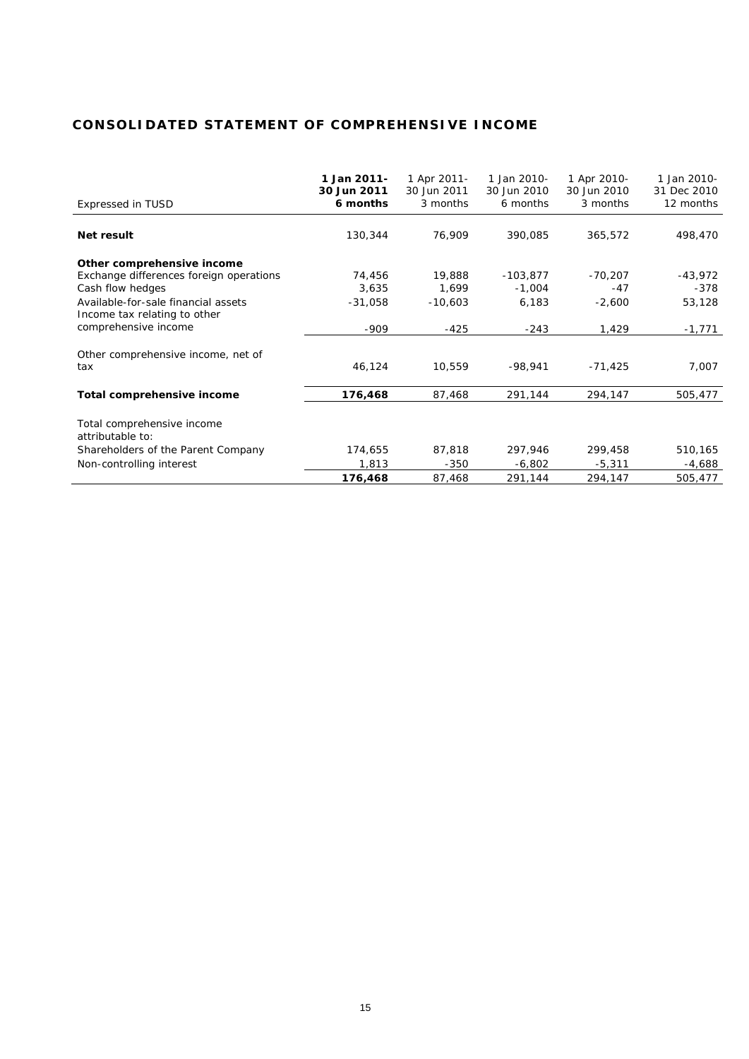## CONSOLIDATED STATEMENT OF COMPREHENSIVE INCOME

| Expressed in TUSD | **1 Jan 2011- 30 Jun 2011 6 months** | 1 Apr 2011- 30 Jun 2011 3 months | 1 Jan 2010- 30 Jun 2010 6 months | 1 Apr 2010- 30 Jun 2010 3 months | 1 Jan 2010- 31 Dec 2010 12 months |
|---|---|---|---|---|---|
| **Net result** | 130,344 | 76,909 | 390,085 | 365,572 | 498,470 |
| **Other comprehensive income** | | | | | |
| Exchange differences foreign operations | 74,456 | 19,888 | -103,877 | -70,207 | -43,972 |
| Cash flow hedges | 3,635 | 1,699 | -1,004 | -47 | -378 |
| Available-for-sale financial assets | -31,058 | -10,603 | 6,183 | -2,600 | 53,128 |
| Income tax relating to other comprehensive income | -909 | -425 | -243 | 1,429 | -1,771 |
| Other comprehensive income, net of tax | 46,124 | 10,559 | -98,941 | -71,425 | 7,007 |
| **Total comprehensive income** | **176,468** | 87,468 | 291,144 | 294,147 | 505,477 |
| Total comprehensive income attributable to: | | | | | |
| Shareholders of the Parent Company | 174,655 | 87,818 | 297,946 | 299,458 | 510,165 |
| Non-controlling interest | 1,813 | -350 | -6,802 | -5,311 | -4,688 |
| | **176,468** | 87,468 | 291,144 | 294,147 | 505,477 |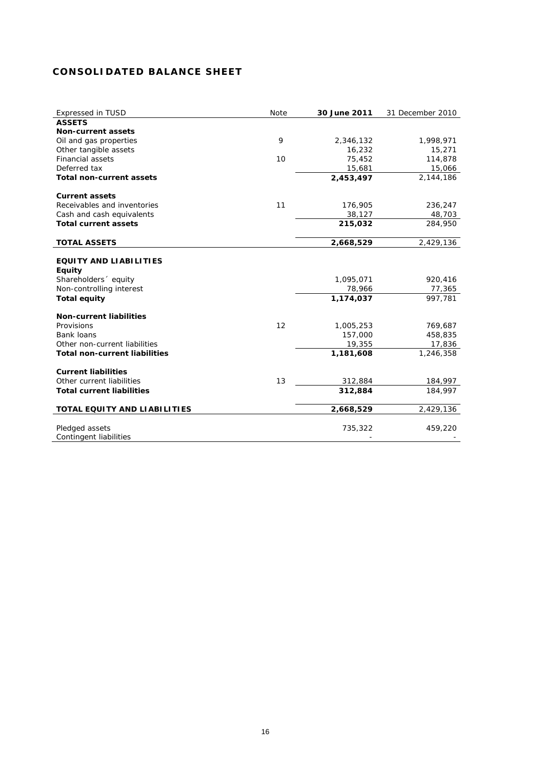# CONSOLIDATED BALANCE SHEET

| Expressed in TUSD | Note | 30 June 2011 | 31 December 2010 |
|---|---|---|---|
| **ASSETS** | | | |
| **Non-current assets** | | | |
| Oil and gas properties | 9 | 2,346,132 | 1,998,971 |
| Other tangible assets | | 16,232 | 15,271 |
| Financial assets | 10 | 75,452 | 114,878 |
| Deferred tax | | 15,681 | 15,066 |
| **Total non-current assets** | | **2,453,497** | 2,144,186 |
| | | | |
| **Current assets** | | | |
| Receivables and inventories | 11 | 176,905 | 236,247 |
| Cash and cash equivalents | | 38,127 | 48,703 |
| **Total current assets** | | **215,032** | 284,950 |
| | | | |
| **TOTAL ASSETS** | | **2,668,529** | 2,429,136 |
| | | | |
| **EQUITY AND LIABILITIES** | | | |
| **Equity** | | | |
| Shareholders´ equity | | 1,095,071 | 920,416 |
| Non-controlling interest | | 78,966 | 77,365 |
| **Total equity** | | **1,174,037** | 997,781 |
| | | | |
| **Non-current liabilities** | | | |
| Provisions | 12 | 1,005,253 | 769,687 |
| Bank loans | | 157,000 | 458,835 |
| Other non-current liabilities | | 19,355 | 17,836 |
| **Total non-current liabilities** | | **1,181,608** | 1,246,358 |
| | | | |
| **Current liabilities** | | | |
| Other current liabilities | 13 | 312,884 | 184,997 |
| **Total current liabilities** | | **312,884** | 184,997 |
| | | | |
| **TOTAL EQUITY AND LIABILITIES** | | **2,668,529** | 2,429,136 |
| | | | |
| Pledged assets | | 735,322 | 459,220 |
| Contingent liabilities | | - | - |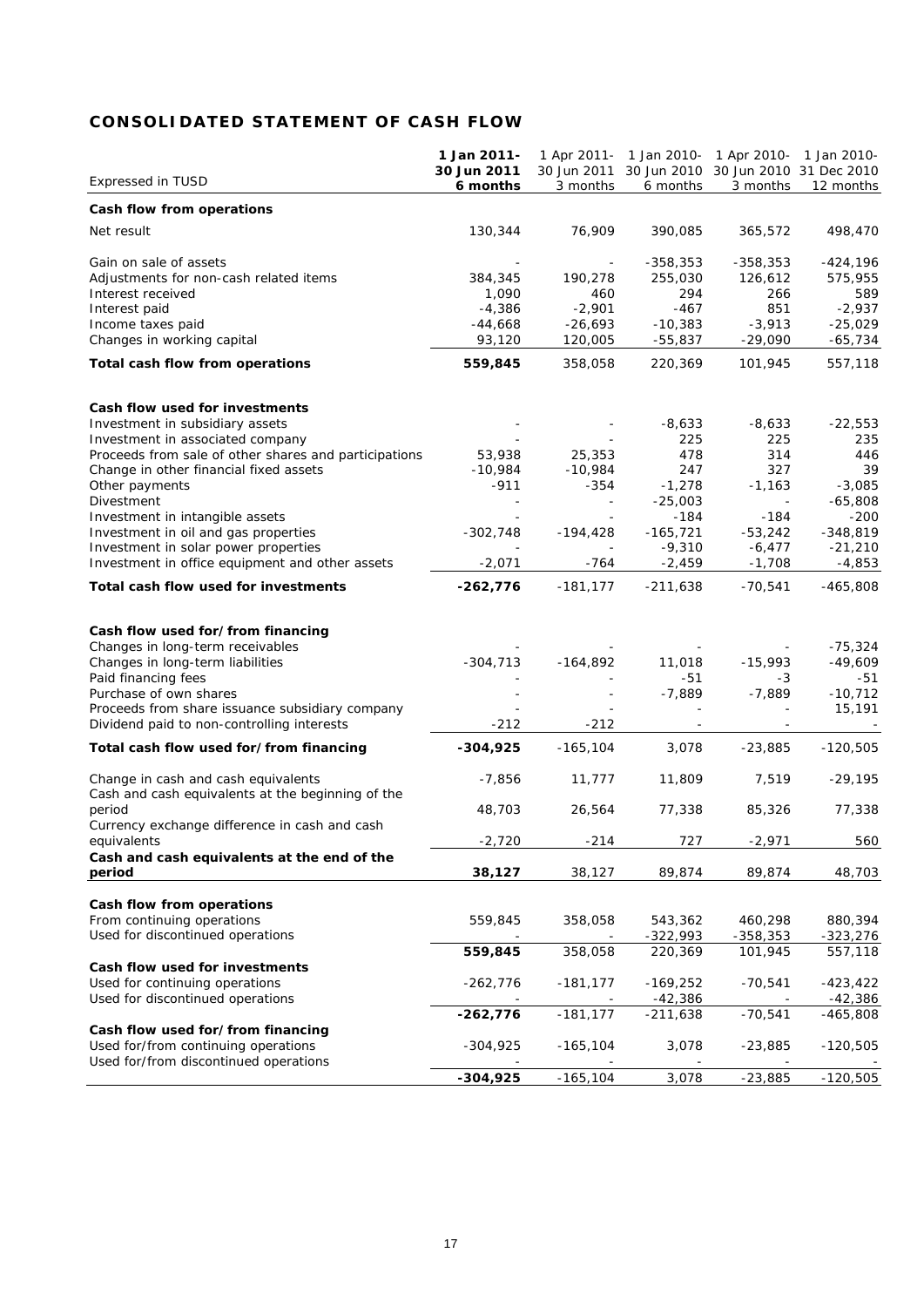## CONSOLIDATED STATEMENT OF CASH FLOW

| Expressed in TUSD | **1 Jan 2011- 30 Jun 2011 6 months** | 1 Apr 2011- 30 Jun 2011 3 months | 1 Jan 2010- 30 Jun 2010 6 months | 1 Apr 2010- 30 Jun 2010 3 months | 1 Jan 2010- 31 Dec 2010 12 months |
|---|---|---|---|---|---|
| **Cash flow from operations** | | | | | |
| Net result | 130,344 | 76,909 | 390,085 | 365,572 | 498,470 |
| | | | | | |
| Gain on sale of assets | - | - | -358,353 | -358,353 | -424,196 |
| Adjustments for non-cash related items | 384,345 | 190,278 | 255,030 | 126,612 | 575,955 |
| Interest received | 1,090 | 460 | 294 | 266 | 589 |
| Interest paid | -4,386 | -2,901 | -467 | 851 | -2,937 |
| Income taxes paid | -44,668 | -26,693 | -10,383 | -3,913 | -25,029 |
| Changes in working capital | 93,120 | 120,005 | -55,837 | -29,090 | -65,734 |
| **Total cash flow from operations** | **559,845** | 358,058 | 220,369 | 101,945 | 557,118 |
| | | | | | |
| **Cash flow used for investments** | | | | | |
| Investment in subsidiary assets | - | - | -8,633 | -8,633 | -22,553 |
| Investment in associated company | - | - | 225 | 225 | 235 |
| Proceeds from sale of other shares and participations | 53,938 | 25,353 | 478 | 314 | 446 |
| Change in other financial fixed assets | -10,984 | -10,984 | 247 | 327 | 39 |
| Other payments | -911 | -354 | -1,278 | -1,163 | -3,085 |
| Divestment | - | - | -25,003 | - | -65,808 |
| Investment in intangible assets | - | - | -184 | -184 | -200 |
| Investment in oil and gas properties | -302,748 | -194,428 | -165,721 | -53,242 | -348,819 |
| Investment in solar power properties | - | - | -9,310 | -6,477 | -21,210 |
| Investment in office equipment and other assets | -2,071 | -764 | -2,459 | -1,708 | -4,853 |
| **Total cash flow used for investments** | **-262,776** | -181,177 | -211,638 | -70,541 | -465,808 |
| | | | | | |
| **Cash flow used for/from financing** | | | | | |
| Changes in long-term receivables | - | - | - | - | -75,324 |
| Changes in long-term liabilities | -304,713 | -164,892 | 11,018 | -15,993 | -49,609 |
| Paid financing fees | - | - | -51 | -3 | -51 |
| Purchase of own shares | - | - | -7,889 | -7,889 | -10,712 |
| Proceeds from share issuance subsidiary company | - | - | - | - | 15,191 |
| Dividend paid to non-controlling interests | -212 | -212 | - | - | - |
| **Total cash flow used for/from financing** | **-304,925** | -165,104 | 3,078 | -23,885 | -120,505 |
| | | | | | |
| Change in cash and cash equivalents | -7,856 | 11,777 | 11,809 | 7,519 | -29,195 |
| Cash and cash equivalents at the beginning of the period | 48,703 | 26,564 | 77,338 | 85,326 | 77,338 |
| Currency exchange difference in cash and cash equivalents | -2,720 | -214 | 727 | -2,971 | 560 |
| **Cash and cash equivalents at the end of the period** | **38,127** | 38,127 | 89,874 | 89,874 | 48,703 |
| | | | | | |
| **Cash flow from operations** | | | | | |
| From continuing operations | 559,845 | 358,058 | 543,362 | 460,298 | 880,394 |
| Used for discontinued operations | - | - | -322,993 | -358,353 | -323,276 |
| | **559,845** | 358,058 | 220,369 | 101,945 | 557,118 |
| **Cash flow used for investments** | | | | | |
| Used for continuing operations | -262,776 | -181,177 | -169,252 | -70,541 | -423,422 |
| Used for discontinued operations | - | - | -42,386 | - | -42,386 |
| | **-262,776** | -181,177 | -211,638 | -70,541 | -465,808 |
| **Cash flow used for/from financing** | | | | | |
| Used for/from continuing operations | -304,925 | -165,104 | 3,078 | -23,885 | -120,505 |
| Used for/from discontinued operations | - | - | - | - | - |
| | **-304,925** | -165,104 | 3,078 | -23,885 | -120,505 |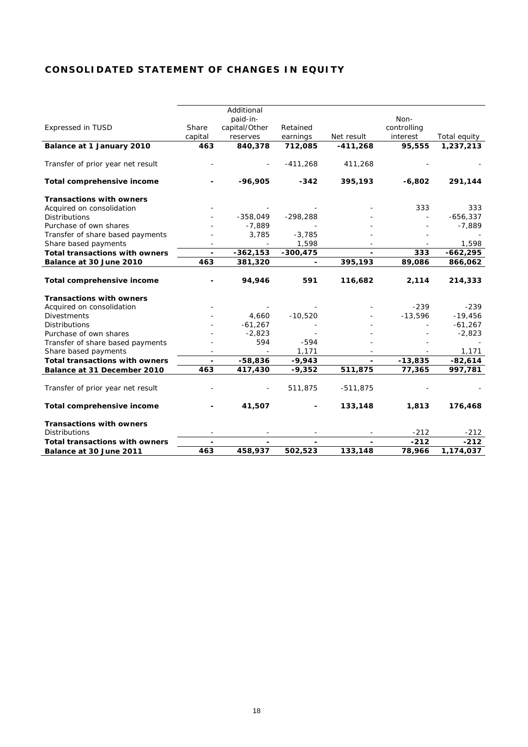## CONSOLIDATED STATEMENT OF CHANGES IN EQUITY

| Expressed in TUSD | Share capital | Additional paid-in-capital/Other reserves | Retained earnings | Net result | Non-controlling interest | Total equity |
|---|---|---|---|---|---|---|
| **Balance at 1 January 2010** | **463** | **840,378** | **712,085** | **-411,268** | **95,555** | **1,237,213** |
| Transfer of prior year net result | - | - | -411,268 | 411,268 | - | - |
| **Total comprehensive income** | **-** | **-96,905** | **-342** | **395,193** | **-6,802** | **291,144** |
| **Transactions with owners** | | | | | | |
| Acquired on consolidation | - | - | - | - | 333 | 333 |
| Distributions | - | -358,049 | -298,288 | - | - | -656,337 |
| Purchase of own shares | - | -7,889 | - | - | - | -7,889 |
| Transfer of share based payments | - | 3,785 | -3,785 | - | - | - |
| Share based payments | - | - | 1,598 | - | - | 1,598 |
| **Total transactions with owners** | **-** | **-362,153** | **-300,475** | **-** | **333** | **-662,295** |
| **Balance at 30 June 2010** | **463** | **381,320** | **-** | **395,193** | **89,086** | **866,062** |
| **Total comprehensive income** | **-** | **94,946** | **591** | **116,682** | **2,114** | **214,333** |
| **Transactions with owners** | | | | | | |
| Acquired on consolidation | - | - | - | - | -239 | -239 |
| Divestments | - | 4,660 | -10,520 | - | -13,596 | -19,456 |
| Distributions | - | -61,267 | - | - | - | -61,267 |
| Purchase of own shares | - | -2,823 | - | - | - | -2,823 |
| Transfer of share based payments | - | 594 | -594 | - | - | - |
| Share based payments | - | - | 1,171 | - | - | 1,171 |
| **Total transactions with owners** | **-** | **-58,836** | **-9,943** | **-** | **-13,835** | **-82,614** |
| **Balance at 31 December 2010** | **463** | **417,430** | **-9,352** | **511,875** | **77,365** | **997,781** |
| Transfer of prior year net result | - | - | 511,875 | -511,875 | - | - |
| **Total comprehensive income** | **-** | **41,507** | **-** | **133,148** | **1,813** | **176,468** |
| **Transactions with owners** | | | | | | |
| Distributions | - | - | - | - | -212 | -212 |
| **Total transactions with owners** | **-** | **-** | **-** | **-** | **-212** | **-212** |
| **Balance at 30 June 2011** | **463** | **458,937** | **502,523** | **133,148** | **78,966** | **1,174,037** |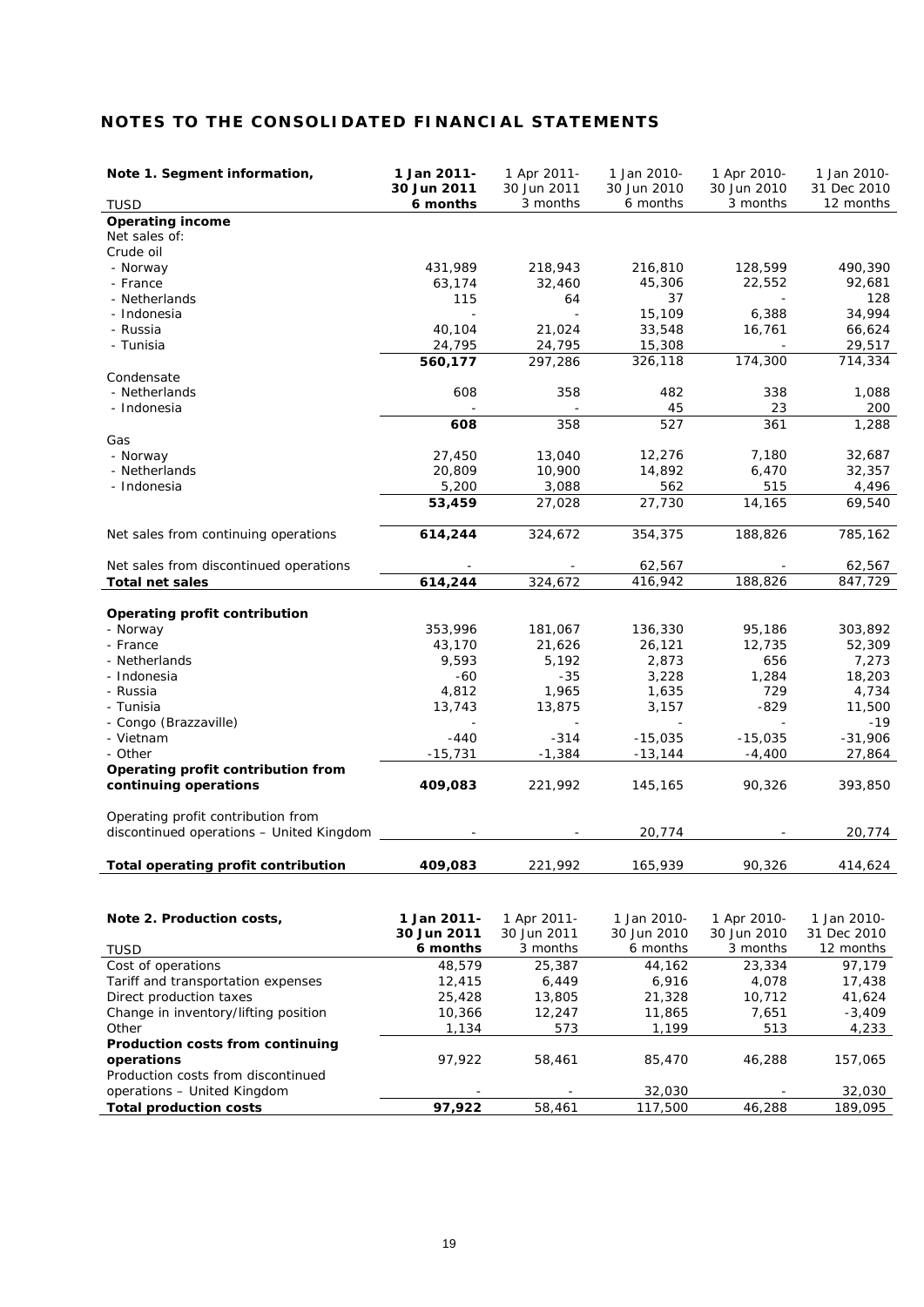## NOTES TO THE CONSOLIDATED FINANCIAL STATEMENTS

| Note 1. Segment information, TUSD | 1 Jan 2011-30 Jun 2011 6 months | 1 Apr 2011-30 Jun 2011 3 months | 1 Jan 2010-30 Jun 2010 6 months | 1 Apr 2010-30 Jun 2010 3 months | 1 Jan 2010-31 Dec 2010 12 months |
|---|---|---|---|---|---|
| **Operating income** | | | | | |
| Net sales of: | | | | | |
| Crude oil | | | | | |
| - Norway | 431,989 | 218,943 | 216,810 | 128,599 | 490,390 |
| - France | 63,174 | 32,460 | 45,306 | 22,552 | 92,681 |
| - Netherlands | 115 | 64 | 37 | - | 128 |
| - Indonesia | - | - | 15,109 | 6,388 | 34,994 |
| - Russia | 40,104 | 21,024 | 33,548 | 16,761 | 66,624 |
| - Tunisia | 24,795 | 24,795 | 15,308 | - | 29,517 |
| | **560,177** | 297,286 | 326,118 | 174,300 | 714,334 |
| Condensate | | | | | |
| - Netherlands | 608 | 358 | 482 | 338 | 1,088 |
| - Indonesia | - | - | 45 | 23 | 200 |
| | **608** | 358 | 527 | 361 | 1,288 |
| Gas | | | | | |
| - Norway | 27,450 | 13,040 | 12,276 | 7,180 | 32,687 |
| - Netherlands | 20,809 | 10,900 | 14,892 | 6,470 | 32,357 |
| - Indonesia | 5,200 | 3,088 | 562 | 515 | 4,496 |
| | **53,459** | 27,028 | 27,730 | 14,165 | 69,540 |
| Net sales from continuing operations | **614,244** | 324,672 | 354,375 | 188,826 | 785,162 |
| Net sales from discontinued operations | - | - | 62,567 | - | 62,567 |
| **Total net sales** | **614,244** | 324,672 | 416,942 | 188,826 | 847,729 |
| **Operating profit contribution** | | | | | |
| - Norway | 353,996 | 181,067 | 136,330 | 95,186 | 303,892 |
| - France | 43,170 | 21,626 | 26,121 | 12,735 | 52,309 |
| - Netherlands | 9,593 | 5,192 | 2,873 | 656 | 7,273 |
| - Indonesia | -60 | -35 | 3,228 | 1,284 | 18,203 |
| - Russia | 4,812 | 1,965 | 1,635 | 729 | 4,734 |
| - Tunisia | 13,743 | 13,875 | 3,157 | -829 | 11,500 |
| - Congo (Brazzaville) | - | - | - | - | -19 |
| - Vietnam | -440 | -314 | -15,035 | -15,035 | -31,906 |
| - Other | -15,731 | -1,384 | -13,144 | -4,400 | 27,864 |
| **Operating profit contribution from continuing operations** | **409,083** | 221,992 | 145,165 | 90,326 | 393,850 |
| Operating profit contribution from discontinued operations – United Kingdom | - | - | 20,774 | - | 20,774 |
| **Total operating profit contribution** | **409,083** | 221,992 | 165,939 | 90,326 | 414,624 |

| Note 2. Production costs, TUSD | 1 Jan 2011-30 Jun 2011 6 months | 1 Apr 2011-30 Jun 2011 3 months | 1 Jan 2010-30 Jun 2010 6 months | 1 Apr 2010-30 Jun 2010 3 months | 1 Jan 2010-31 Dec 2010 12 months |
|---|---|---|---|---|---|
| Cost of operations | 48,579 | 25,387 | 44,162 | 23,334 | 97,179 |
| Tariff and transportation expenses | 12,415 | 6,449 | 6,916 | 4,078 | 17,438 |
| Direct production taxes | 25,428 | 13,805 | 21,328 | 10,712 | 41,624 |
| Change in inventory/lifting position | 10,366 | 12,247 | 11,865 | 7,651 | -3,409 |
| Other | 1,134 | 573 | 1,199 | 513 | 4,233 |
| **Production costs from continuing operations** | 97,922 | 58,461 | 85,470 | 46,288 | 157,065 |
| Production costs from discontinued operations – United Kingdom | - | - | 32,030 | - | 32,030 |
| **Total production costs** | **97,922** | 58,461 | 117,500 | 46,288 | 189,095 |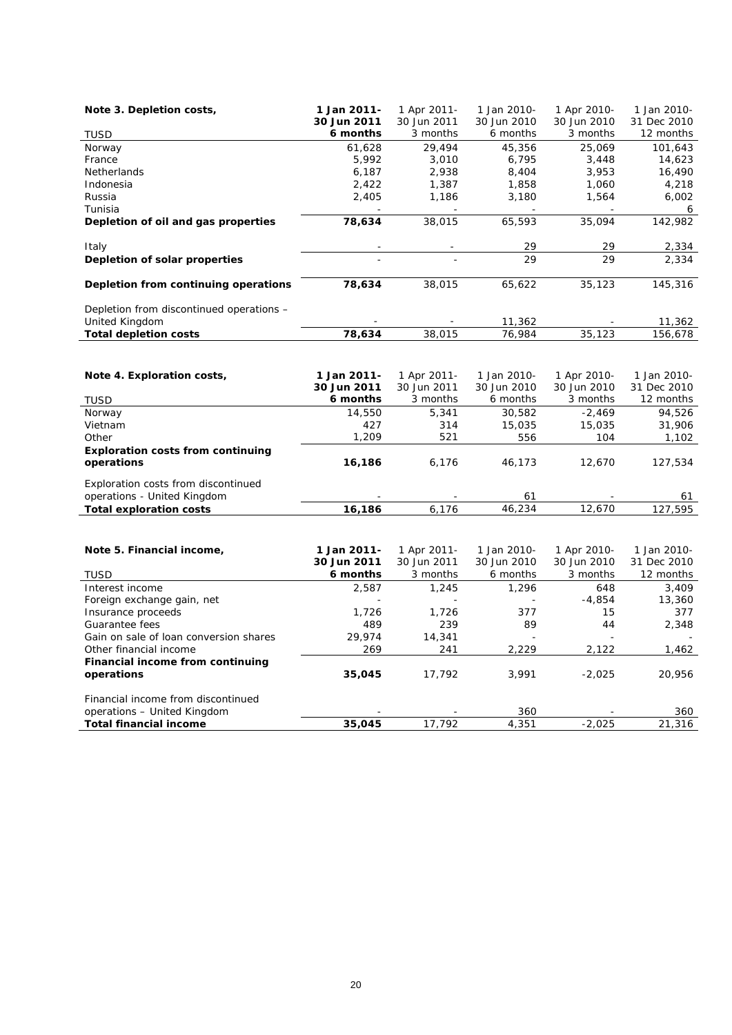| Note 3. Depletion costs, TUSD | 1 Jan 2011- 30 Jun 2011 6 months | 1 Apr 2011- 30 Jun 2011 3 months | 1 Jan 2010- 30 Jun 2010 6 months | 1 Apr 2010- 30 Jun 2010 3 months | 1 Jan 2010- 31 Dec 2010 12 months |
|---|---|---|---|---|---|
| Norway | 61,628 | 29,494 | 45,356 | 25,069 | 101,643 |
| France | 5,992 | 3,010 | 6,795 | 3,448 | 14,623 |
| Netherlands | 6,187 | 2,938 | 8,404 | 3,953 | 16,490 |
| Indonesia | 2,422 | 1,387 | 1,858 | 1,060 | 4,218 |
| Russia | 2,405 | 1,186 | 3,180 | 1,564 | 6,002 |
| Tunisia | - | - | - | - | 6 |
| **Depletion of oil and gas properties** | **78,634** | 38,015 | 65,593 | 35,094 | 142,982 |
| Italy | - | - | 29 | 29 | 2,334 |
| **Depletion of solar properties** | - | - | 29 | 29 | 2,334 |
| **Depletion from continuing operations** | **78,634** | 38,015 | 65,622 | 35,123 | 145,316 |
| Depletion from discontinued operations – United Kingdom | - | - | 11,362 | - | 11,362 |
| **Total depletion costs** | **78,634** | 38,015 | 76,984 | 35,123 | 156,678 |

| Note 4. Exploration costs, TUSD | 1 Jan 2011- 30 Jun 2011 6 months | 1 Apr 2011- 30 Jun 2011 3 months | 1 Jan 2010- 30 Jun 2010 6 months | 1 Apr 2010- 30 Jun 2010 3 months | 1 Jan 2010- 31 Dec 2010 12 months |
|---|---|---|---|---|---|
| Norway | 14,550 | 5,341 | 30,582 | -2,469 | 94,526 |
| Vietnam | 427 | 314 | 15,035 | 15,035 | 31,906 |
| Other | 1,209 | 521 | 556 | 104 | 1,102 |
| **Exploration costs from continuing operations** | **16,186** | 6,176 | 46,173 | 12,670 | 127,534 |
| Exploration costs from discontinued operations - United Kingdom | - | - | 61 | - | 61 |
| **Total exploration costs** | **16,186** | 6,176 | 46,234 | 12,670 | 127,595 |

| Note 5. Financial income, TUSD | 1 Jan 2011- 30 Jun 2011 6 months | 1 Apr 2011- 30 Jun 2011 3 months | 1 Jan 2010- 30 Jun 2010 6 months | 1 Apr 2010- 30 Jun 2010 3 months | 1 Jan 2010- 31 Dec 2010 12 months |
|---|---|---|---|---|---|
| Interest income | 2,587 | 1,245 | 1,296 | 648 | 3,409 |
| Foreign exchange gain, net | - | - | - | -4,854 | 13,360 |
| Insurance proceeds | 1,726 | 1,726 | 377 | 15 | 377 |
| Guarantee fees | 489 | 239 | 89 | 44 | 2,348 |
| Gain on sale of loan conversion shares | 29,974 | 14,341 | - | - | - |
| Other financial income | 269 | 241 | 2,229 | 2,122 | 1,462 |
| **Financial income from continuing operations** | **35,045** | 17,792 | 3,991 | -2,025 | 20,956 |
| Financial income from discontinued operations – United Kingdom | - | - | 360 | - | 360 |
| **Total financial income** | **35,045** | 17,792 | 4,351 | -2,025 | 21,316 |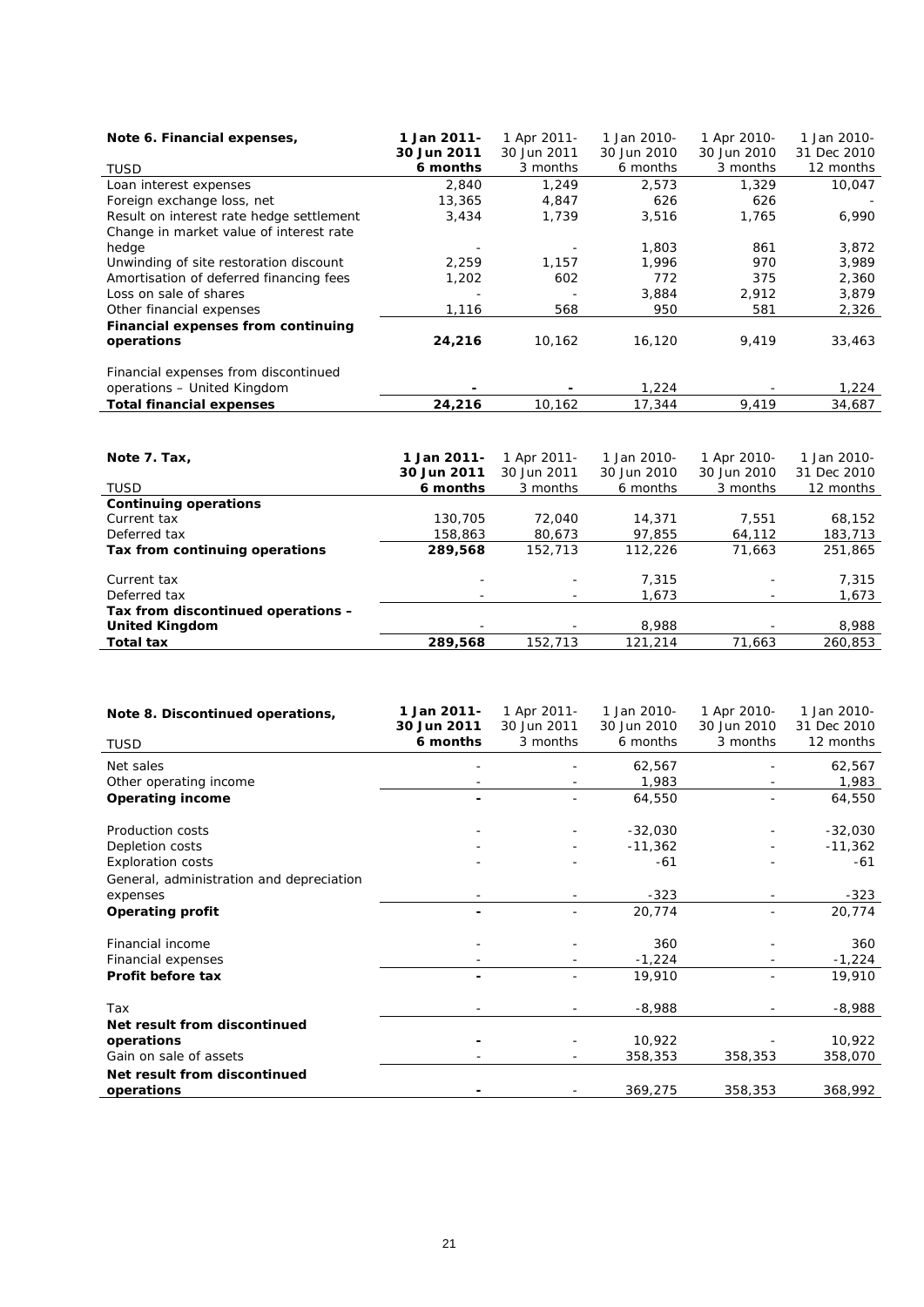| Note 6. Financial expenses, TUSD | 1 Jan 2011- 30 Jun 2011 6 months | 1 Apr 2011- 30 Jun 2011 3 months | 1 Jan 2010- 30 Jun 2010 6 months | 1 Apr 2010- 30 Jun 2010 3 months | 1 Jan 2010- 31 Dec 2010 12 months |
|---|---|---|---|---|---|
| Loan interest expenses | 2,840 | 1,249 | 2,573 | 1,329 | 10,047 |
| Foreign exchange loss, net | 13,365 | 4,847 | 626 | 626 | - |
| Result on interest rate hedge settlement | 3,434 | 1,739 | 3,516 | 1,765 | 6,990 |
| Change in market value of interest rate hedge | - | - | 1,803 | 861 | 3,872 |
| Unwinding of site restoration discount | 2,259 | 1,157 | 1,996 | 970 | 3,989 |
| Amortisation of deferred financing fees | 1,202 | 602 | 772 | 375 | 2,360 |
| Loss on sale of shares | - | - | 3,884 | 2,912 | 3,879 |
| Other financial expenses | 1,116 | 568 | 950 | 581 | 2,326 |
| **Financial expenses from continuing operations** | **24,216** | 10,162 | 16,120 | 9,419 | 33,463 |
| Financial expenses from discontinued operations – United Kingdom | **-** | **-** | 1,224 | - | 1,224 |
| **Total financial expenses** | **24,216** | 10,162 | 17,344 | 9,419 | 34,687 |

| Note 7. Tax, TUSD | 1 Jan 2011- 30 Jun 2011 6 months | 1 Apr 2011- 30 Jun 2011 3 months | 1 Jan 2010- 30 Jun 2010 6 months | 1 Apr 2010- 30 Jun 2010 3 months | 1 Jan 2010- 31 Dec 2010 12 months |
|---|---|---|---|---|---|
| **Continuing operations** | | | | | |
| Current tax | 130,705 | 72,040 | 14,371 | 7,551 | 68,152 |
| Deferred tax | 158,863 | 80,673 | 97,855 | 64,112 | 183,713 |
| **Tax from continuing operations** | **289,568** | 152,713 | 112,226 | 71,663 | 251,865 |
| Current tax | - | - | 7,315 | - | 7,315 |
| Deferred tax | - | - | 1,673 | - | 1,673 |
| **Tax from discontinued operations – United Kingdom** | - | - | 8,988 | - | 8,988 |
| **Total tax** | **289,568** | 152,713 | 121,214 | 71,663 | 260,853 |

| Note 8. Discontinued operations, TUSD | 1 Jan 2011- 30 Jun 2011 6 months | 1 Apr 2011- 30 Jun 2011 3 months | 1 Jan 2010- 30 Jun 2010 6 months | 1 Apr 2010- 30 Jun 2010 3 months | 1 Jan 2010- 31 Dec 2010 12 months |
|---|---|---|---|---|---|
| Net sales | - | - | 62,567 | - | 62,567 |
| Other operating income | - | - | 1,983 | - | 1,983 |
| **Operating income** | **-** | - | 64,550 | - | 64,550 |
| Production costs | - | - | -32,030 | - | -32,030 |
| Depletion costs | - | - | -11,362 | - | -11,362 |
| Exploration costs | - | - | -61 | - | -61 |
| General, administration and depreciation expenses | - | - | -323 | - | -323 |
| **Operating profit** | **-** | - | 20,774 | - | 20,774 |
| Financial income | - | - | 360 | - | 360 |
| Financial expenses | - | - | -1,224 | - | -1,224 |
| **Profit before tax** | **-** | - | 19,910 | - | 19,910 |
| Tax | - | - | -8,988 | - | -8,988 |
| **Net result from discontinued operations** | **-** | - | 10,922 | - | 10,922 |
| Gain on sale of assets | - | - | 358,353 | 358,353 | 358,070 |
| **Net result from discontinued operations** | **-** | - | 369,275 | 358,353 | 368,992 |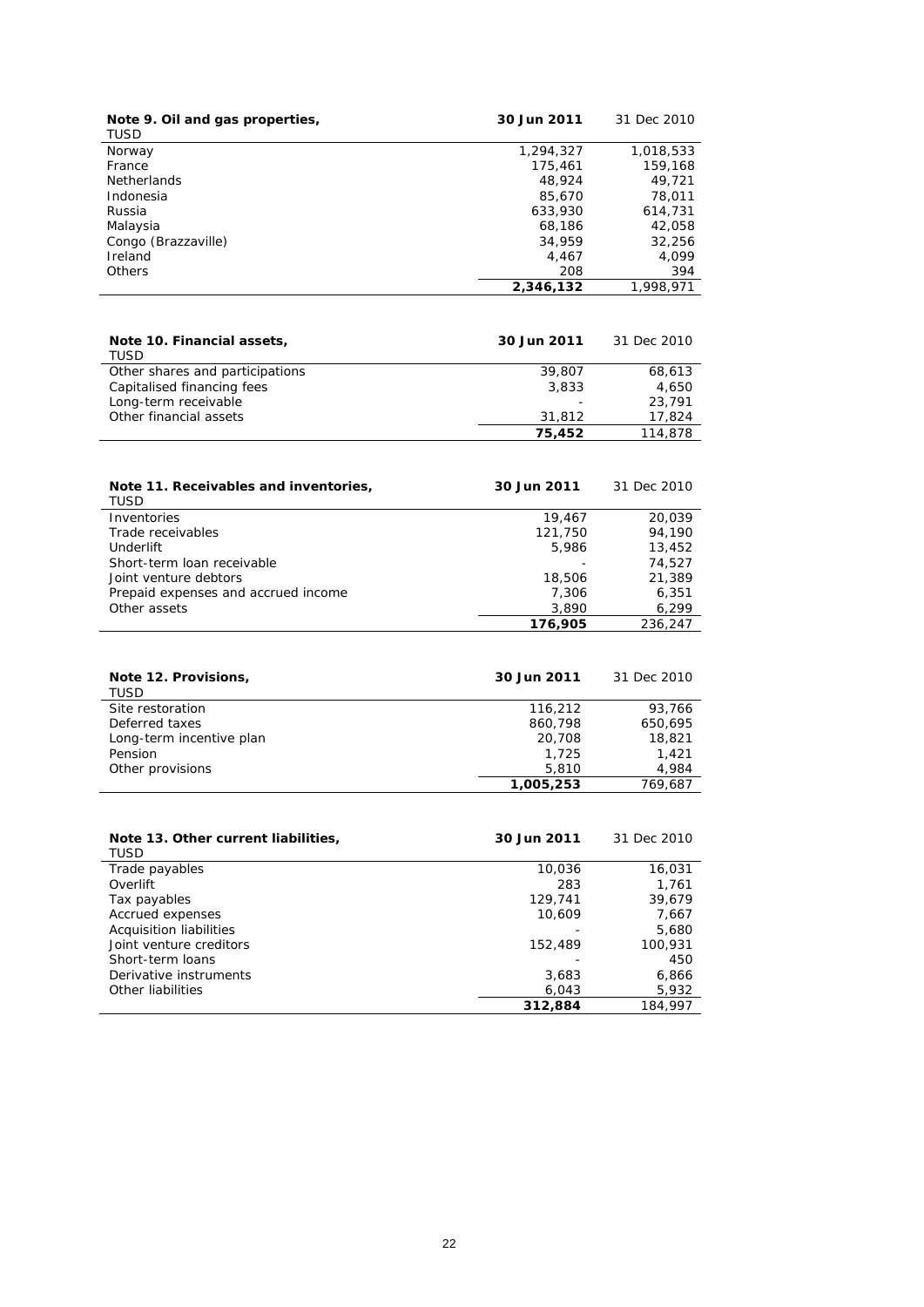| Note 9. Oil and gas properties, TUSD | 30 Jun 2011 | 31 Dec 2010 |
|---|---|---|
| Norway | 1,294,327 | 1,018,533 |
| France | 175,461 | 159,168 |
| Netherlands | 48,924 | 49,721 |
| Indonesia | 85,670 | 78,011 |
| Russia | 633,930 | 614,731 |
| Malaysia | 68,186 | 42,058 |
| Congo (Brazzaville) | 34,959 | 32,256 |
| Ireland | 4,467 | 4,099 |
| Others | 208 | 394 |
| | **2,346,132** | 1,998,971 |

| Note 10. Financial assets, TUSD | 30 Jun 2011 | 31 Dec 2010 |
|---|---|---|
| Other shares and participations | 39,807 | 68,613 |
| Capitalised financing fees | 3,833 | 4,650 |
| Long-term receivable | - | 23,791 |
| Other financial assets | 31,812 | 17,824 |
| | **75,452** | 114,878 |

| Note 11. Receivables and inventories, TUSD | 30 Jun 2011 | 31 Dec 2010 |
|---|---|---|
| Inventories | 19,467 | 20,039 |
| Trade receivables | 121,750 | 94,190 |
| Underlift | 5,986 | 13,452 |
| Short-term loan receivable | - | 74,527 |
| Joint venture debtors | 18,506 | 21,389 |
| Prepaid expenses and accrued income | 7,306 | 6,351 |
| Other assets | 3,890 | 6,299 |
| | **176,905** | 236,247 |

| Note 12. Provisions, TUSD | 30 Jun 2011 | 31 Dec 2010 |
|---|---|---|
| Site restoration | 116,212 | 93,766 |
| Deferred taxes | 860,798 | 650,695 |
| Long-term incentive plan | 20,708 | 18,821 |
| Pension | 1,725 | 1,421 |
| Other provisions | 5,810 | 4,984 |
| | **1,005,253** | 769,687 |

| Note 13. Other current liabilities, TUSD | 30 Jun 2011 | 31 Dec 2010 |
|---|---|---|
| Trade payables | 10,036 | 16,031 |
| Overlift | 283 | 1,761 |
| Tax payables | 129,741 | 39,679 |
| Accrued expenses | 10,609 | 7,667 |
| Acquisition liabilities | - | 5,680 |
| Joint venture creditors | 152,489 | 100,931 |
| Short-term loans | - | 450 |
| Derivative instruments | 3,683 | 6,866 |
| Other liabilities | 6,043 | 5,932 |
| | **312,884** | 184,997 |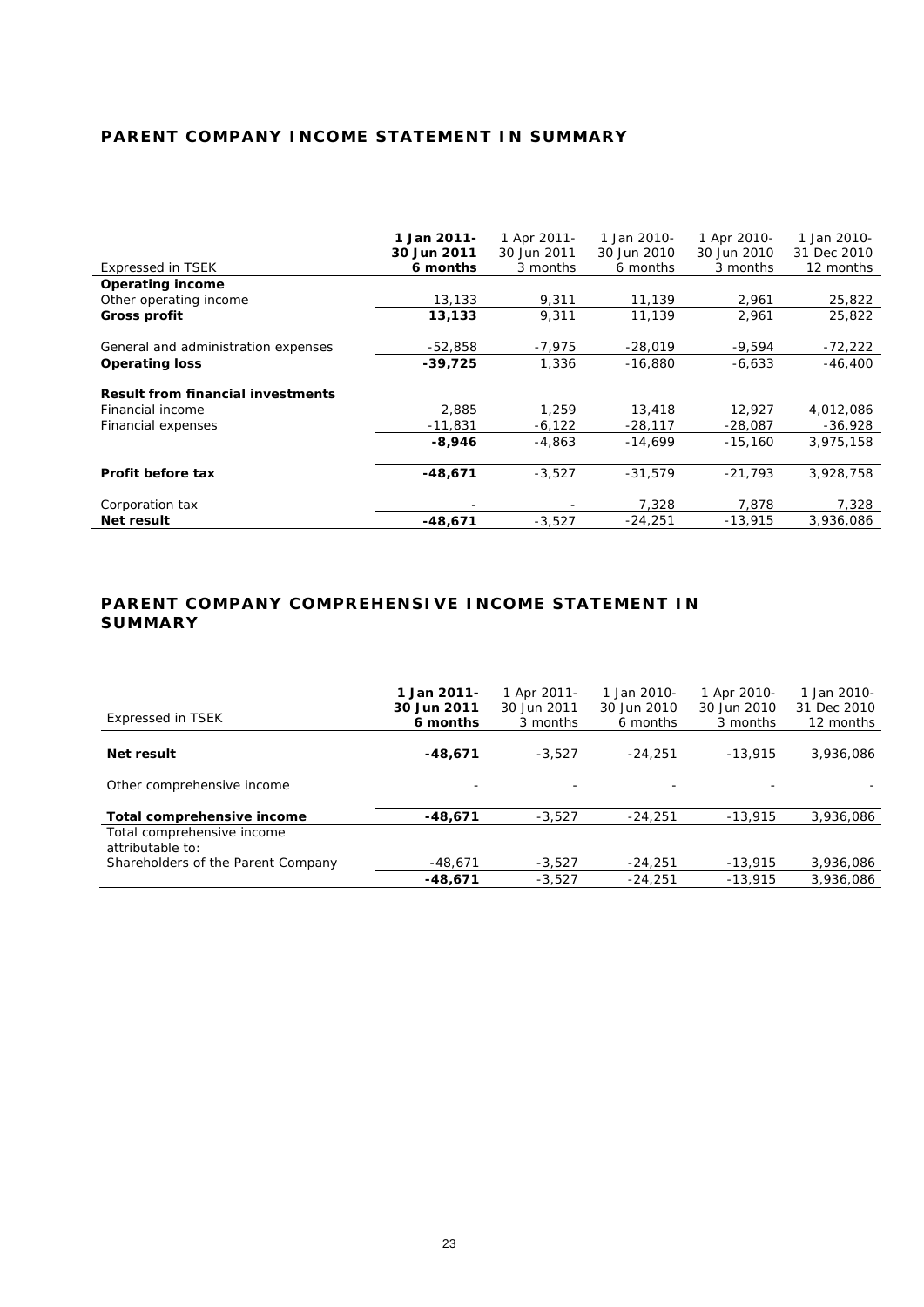## PARENT COMPANY INCOME STATEMENT IN SUMMARY

| Expressed in TSEK | **1 Jan 2011- 30 Jun 2011 6 months** | 1 Apr 2011- 30 Jun 2011 3 months | 1 Jan 2010- 30 Jun 2010 6 months | 1 Apr 2010- 30 Jun 2010 3 months | 1 Jan 2010- 31 Dec 2010 12 months |
|---|---|---|---|---|---|
| **Operating income** | | | | | |
| Other operating income | 13,133 | 9,311 | 11,139 | 2,961 | 25,822 |
| **Gross profit** | **13,133** | 9,311 | 11,139 | 2,961 | 25,822 |
| General and administration expenses | -52,858 | -7,975 | -28,019 | -9,594 | -72,222 |
| **Operating loss** | **-39,725** | 1,336 | -16,880 | -6,633 | -46,400 |
| **Result from financial investments** | | | | | |
| Financial income | 2,885 | 1,259 | 13,418 | 12,927 | 4,012,086 |
| Financial expenses | -11,831 | -6,122 | -28,117 | -28,087 | -36,928 |
| | **-8,946** | -4,863 | -14,699 | -15,160 | 3,975,158 |
| **Profit before tax** | **-48,671** | -3,527 | -31,579 | -21,793 | 3,928,758 |
| Corporation tax | - | - | 7,328 | 7,878 | 7,328 |
| **Net result** | **-48,671** | -3,527 | -24,251 | -13,915 | 3,936,086 |

## PARENT COMPANY COMPREHENSIVE INCOME STATEMENT IN SUMMARY

| Expressed in TSEK | **1 Jan 2011- 30 Jun 2011 6 months** | 1 Apr 2011- 30 Jun 2011 3 months | 1 Jan 2010- 30 Jun 2010 6 months | 1 Apr 2010- 30 Jun 2010 3 months | 1 Jan 2010- 31 Dec 2010 12 months |
|---|---|---|---|---|---|
| **Net result** | **-48,671** | -3,527 | -24,251 | -13,915 | 3,936,086 |
| Other comprehensive income | - | - | - | - | - |
| **Total comprehensive income** | **-48,671** | -3,527 | -24,251 | -13,915 | 3,936,086 |
| Total comprehensive income attributable to: | | | | | |
| Shareholders of the Parent Company | -48,671 | -3,527 | -24,251 | -13,915 | 3,936,086 |
| | **-48,671** | -3,527 | -24,251 | -13,915 | 3,936,086 |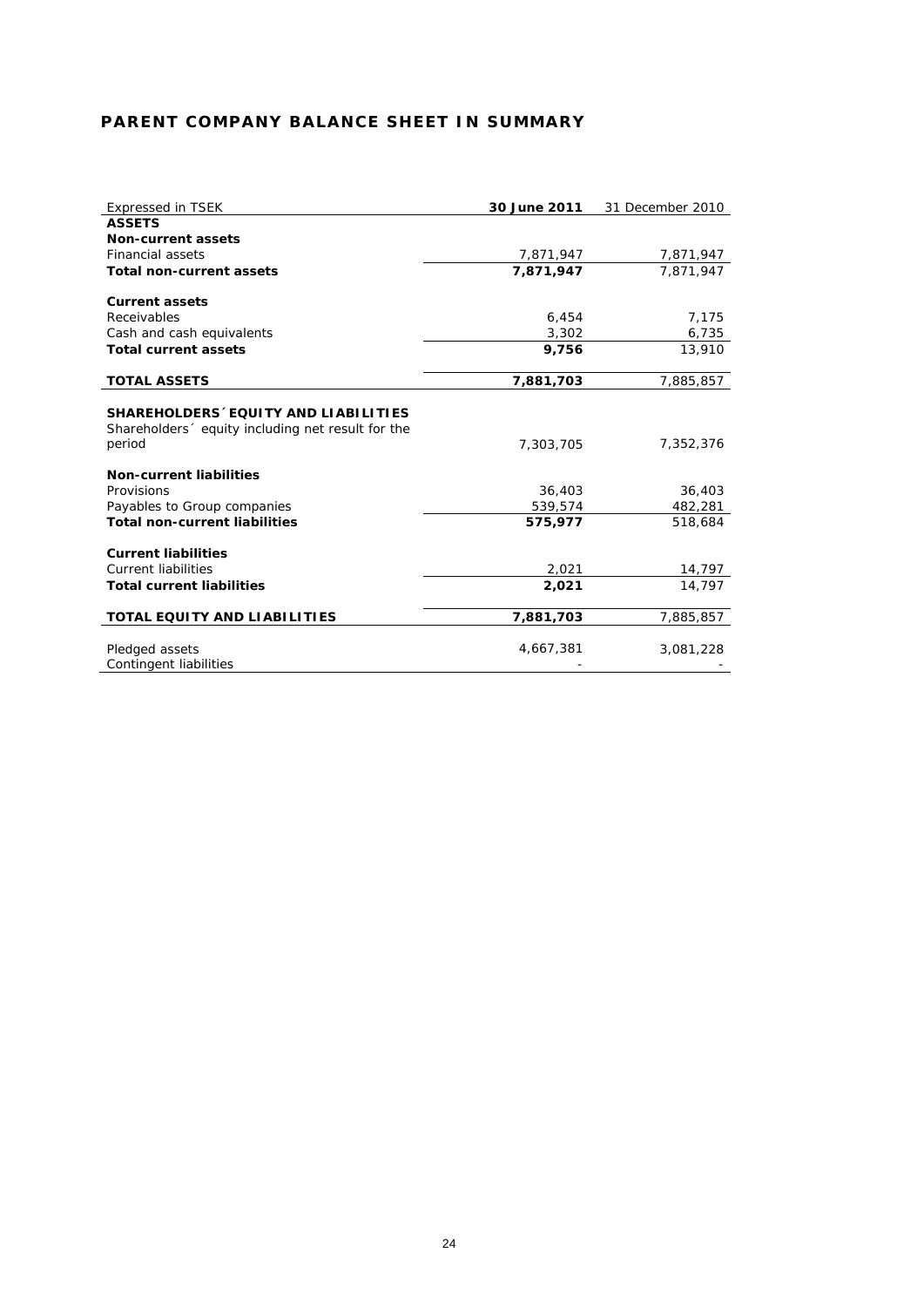## PARENT COMPANY BALANCE SHEET IN SUMMARY

| Expressed in TSEK | **30 June 2011** | 31 December 2010 |
|---|---|---|
| **ASSETS** | | |
| **Non-current assets** | | |
| Financial assets | 7,871,947 | 7,871,947 |
| **Total non-current assets** | **7,871,947** | 7,871,947 |
| | | |
| **Current assets** | | |
| Receivables | 6,454 | 7,175 |
| Cash and cash equivalents | 3,302 | 6,735 |
| **Total current assets** | **9,756** | 13,910 |
| | | |
| **TOTAL ASSETS** | **7,881,703** | 7,885,857 |
| | | |
| **SHAREHOLDERS´ EQUITY AND LIABILITIES** | | |
| Shareholders´ equity including net result for the period | 7,303,705 | 7,352,376 |
| | | |
| **Non-current liabilities** | | |
| Provisions | 36,403 | 36,403 |
| Payables to Group companies | 539,574 | 482,281 |
| **Total non-current liabilities** | **575,977** | 518,684 |
| | | |
| **Current liabilities** | | |
| Current liabilities | 2,021 | 14,797 |
| **Total current liabilities** | **2,021** | 14,797 |
| | | |
| **TOTAL EQUITY AND LIABILITIES** | **7,881,703** | 7,885,857 |
| | | |
| Pledged assets | 4,667,381 | 3,081,228 |
| Contingent liabilities | - | - |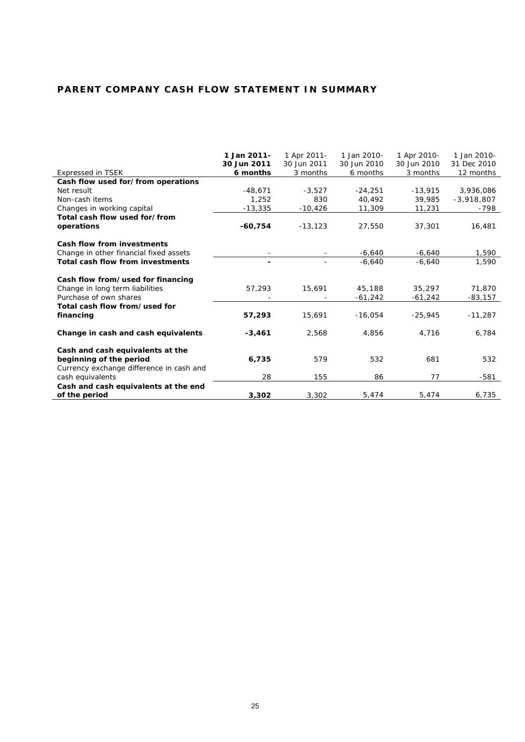## PARENT COMPANY CASH FLOW STATEMENT IN SUMMARY

| Expressed in TSEK | **1 Jan 2011- 30 Jun 2011 6 months** | 1 Apr 2011- 30 Jun 2011 3 months | 1 Jan 2010- 30 Jun 2010 6 months | 1 Apr 2010- 30 Jun 2010 3 months | 1 Jan 2010- 31 Dec 2010 12 months |
|---|---|---|---|---|---|
| **Cash flow used for/from operations** | | | | | |
| Net result | -48,671 | -3,527 | -24,251 | -13,915 | 3,936,086 |
| Non-cash items | 1,252 | 830 | 40,492 | 39,985 | -3,918,807 |
| Changes in working capital | -13,335 | -10,426 | 11,309 | 11,231 | -798 |
| **Total cash flow used for/from operations** | **-60,754** | -13,123 | 27,550 | 37,301 | 16,481 |
| **Cash flow from investments** | | | | | |
| Change in other financial fixed assets | - | - | -6,640 | -6,640 | 1,590 |
| **Total cash flow from investments** | **-** | - | -6,640 | -6,640 | 1,590 |
| **Cash flow from/used for financing** | | | | | |
| Change in long term liabilities | 57,293 | 15,691 | 45,188 | 35,297 | 71,870 |
| Purchase of own shares | - | - | -61,242 | -61,242 | -83,157 |
| **Total cash flow from/used for financing** | **57,293** | 15,691 | -16,054 | -25,945 | -11,287 |
| **Change in cash and cash equivalents** | **-3,461** | 2,568 | 4,856 | 4,716 | 6,784 |
| **Cash and cash equivalents at the beginning of the period** | **6,735** | 579 | 532 | 681 | 532 |
| Currency exchange difference in cash and cash equivalents | 28 | 155 | 86 | 77 | -581 |
| **Cash and cash equivalents at the end of the period** | **3,302** | 3,302 | 5,474 | 5,474 | 6,735 |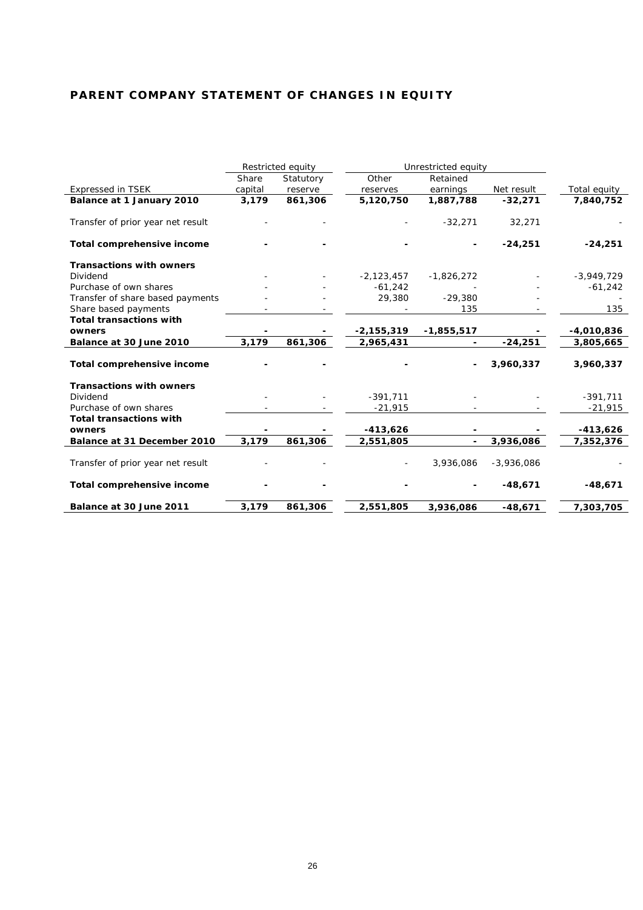# PARENT COMPANY STATEMENT OF CHANGES IN EQUITY

| | Restricted equity | | Unrestricted equity | | | |
|---|---|---|---|---|---|---|
| Expressed in TSEK | Share capital | Statutory reserve | Other reserves | Retained earnings | Net result | Total equity |
| **Balance at 1 January 2010** | **3,179** | **861,306** | **5,120,750** | **1,887,788** | **-32,271** | **7,840,752** |
| Transfer of prior year net result | - | - | - | -32,271 | 32,271 | - |
| **Total comprehensive income** | **-** | **-** | **-** | **-** | **-24,251** | **-24,251** |
| **Transactions with owners** | | | | | | |
| Dividend | - | - | -2,123,457 | -1,826,272 | - | -3,949,729 |
| Purchase of own shares | - | - | -61,242 | - | - | -61,242 |
| Transfer of share based payments | - | - | 29,380 | -29,380 | - | - |
| Share based payments | - | - | - | 135 | - | 135 |
| **Total transactions with owners** | **-** | **-** | **-2,155,319** | **-1,855,517** | **-** | **-4,010,836** |
| **Balance at 30 June 2010** | **3,179** | **861,306** | **2,965,431** | **-** | **-24,251** | **3,805,665** |
| **Total comprehensive income** | **-** | **-** | **-** | **-** | **3,960,337** | **3,960,337** |
| **Transactions with owners** | | | | | | |
| Dividend | - | - | -391,711 | - | - | -391,711 |
| Purchase of own shares | - | - | -21,915 | - | - | -21,915 |
| **Total transactions with owners** | **-** | **-** | **-413,626** | **-** | **-** | **-413,626** |
| **Balance at 31 December 2010** | **3,179** | **861,306** | **2,551,805** | **-** | **3,936,086** | **7,352,376** |
| Transfer of prior year net result | - | - | - | 3,936,086 | -3,936,086 | - |
| **Total comprehensive income** | **-** | **-** | **-** | **-** | **-48,671** | **-48,671** |
| **Balance at 30 June 2011** | **3,179** | **861,306** | **2,551,805** | **3,936,086** | **-48,671** | **7,303,705** |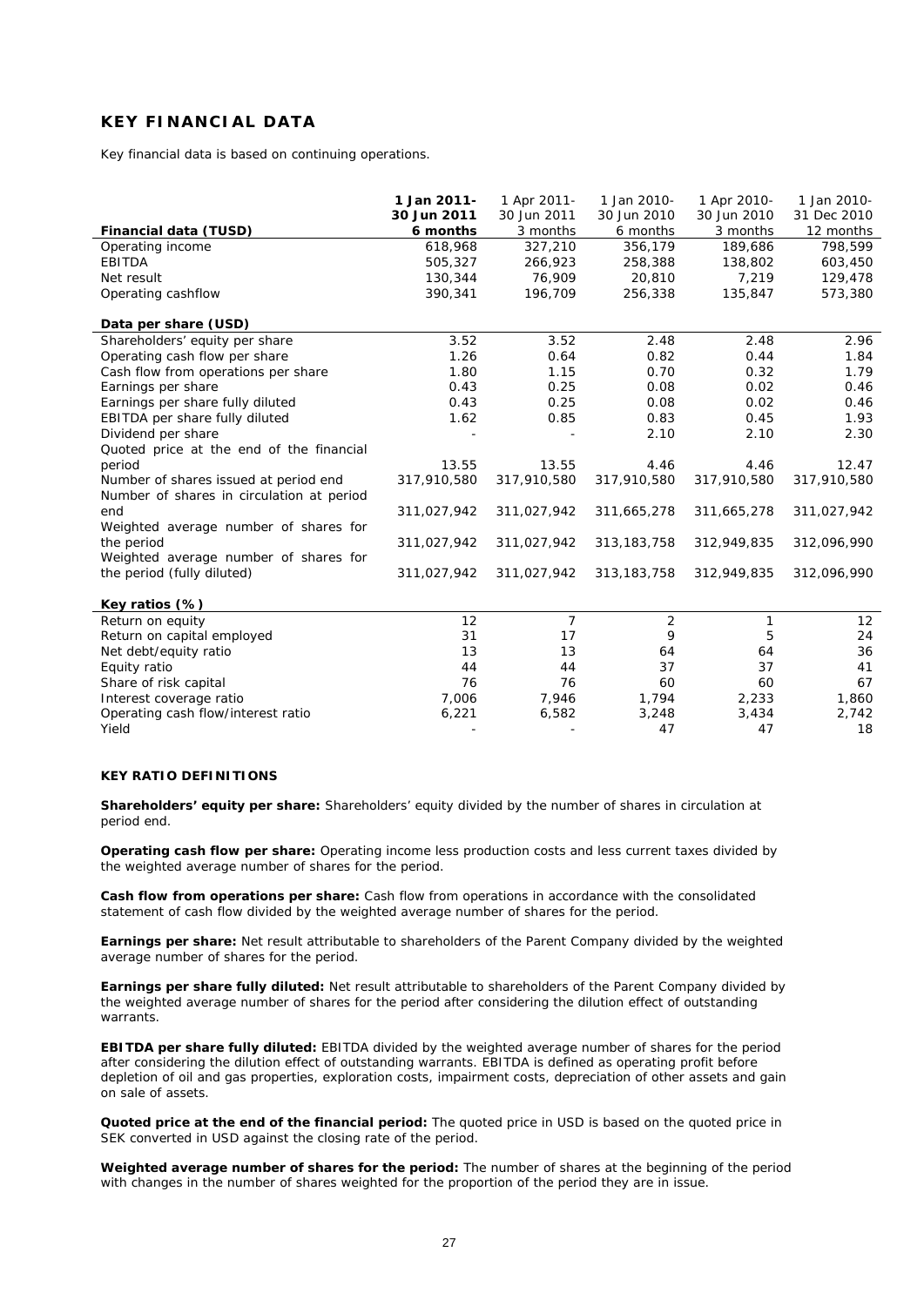## KEY FINANCIAL DATA

Key financial data is based on continuing operations.

| Financial data (TUSD) | 1 Jan 2011- 30 Jun 2011 6 months | 1 Apr 2011- 30 Jun 2011 3 months | 1 Jan 2010- 30 Jun 2010 6 months | 1 Apr 2010- 30 Jun 2010 3 months | 1 Jan 2010- 31 Dec 2010 12 months |
|---|---|---|---|---|---|
| Operating income | 618,968 | 327,210 | 356,179 | 189,686 | 798,599 |
| EBITDA | 505,327 | 266,923 | 258,388 | 138,802 | 603,450 |
| Net result | 130,344 | 76,909 | 20,810 | 7,219 | 129,478 |
| Operating cashflow | 390,341 | 196,709 | 256,338 | 135,847 | 573,380 |
| **Data per share (USD)** | | | | | |
| Shareholders' equity per share | 3.52 | 3.52 | 2.48 | 2.48 | 2.96 |
| Operating cash flow per share | 1.26 | 0.64 | 0.82 | 0.44 | 1.84 |
| Cash flow from operations per share | 1.80 | 1.15 | 0.70 | 0.32 | 1.79 |
| Earnings per share | 0.43 | 0.25 | 0.08 | 0.02 | 0.46 |
| Earnings per share fully diluted | 0.43 | 0.25 | 0.08 | 0.02 | 0.46 |
| EBITDA per share fully diluted | 1.62 | 0.85 | 0.83 | 0.45 | 1.93 |
| Dividend per share | - | - | 2.10 | 2.10 | 2.30 |
| Quoted price at the end of the financial period | 13.55 | 13.55 | 4.46 | 4.46 | 12.47 |
| Number of shares issued at period end | 317,910,580 | 317,910,580 | 317,910,580 | 317,910,580 | 317,910,580 |
| Number of shares in circulation at period end | 311,027,942 | 311,027,942 | 311,665,278 | 311,665,278 | 311,027,942 |
| Weighted average number of shares for the period | 311,027,942 | 311,027,942 | 313,183,758 | 312,949,835 | 312,096,990 |
| Weighted average number of shares for the period (fully diluted) | 311,027,942 | 311,027,942 | 313,183,758 | 312,949,835 | 312,096,990 |
| **Key ratios (%)** | | | | | |
| Return on equity | 12 | 7 | 2 | 1 | 12 |
| Return on capital employed | 31 | 17 | 9 | 5 | 24 |
| Net debt/equity ratio | 13 | 13 | 64 | 64 | 36 |
| Equity ratio | 44 | 44 | 37 | 37 | 41 |
| Share of risk capital | 76 | 76 | 60 | 60 | 67 |
| Interest coverage ratio | 7,006 | 7,946 | 1,794 | 2,233 | 1,860 |
| Operating cash flow/interest ratio | 6,221 | 6,582 | 3,248 | 3,434 | 2,742 |
| Yield | - | - | 47 | 47 | 18 |

### KEY RATIO DEFINITIONS

**Shareholders' equity per share:** Shareholders' equity divided by the number of shares in circulation at period end.

**Operating cash flow per share:** Operating income less production costs and less current taxes divided by the weighted average number of shares for the period.

**Cash flow from operations per share:** Cash flow from operations in accordance with the consolidated statement of cash flow divided by the weighted average number of shares for the period.

**Earnings per share:** Net result attributable to shareholders of the Parent Company divided by the weighted average number of shares for the period.

**Earnings per share fully diluted:** Net result attributable to shareholders of the Parent Company divided by the weighted average number of shares for the period after considering the dilution effect of outstanding warrants.

**EBITDA per share fully diluted:** EBITDA divided by the weighted average number of shares for the period after considering the dilution effect of outstanding warrants. EBITDA is defined as operating profit before depletion of oil and gas properties, exploration costs, impairment costs, depreciation of other assets and gain on sale of assets.

**Quoted price at the end of the financial period:** The quoted price in USD is based on the quoted price in SEK converted in USD against the closing rate of the period.

**Weighted average number of shares for the period:** The number of shares at the beginning of the period with changes in the number of shares weighted for the proportion of the period they are in issue.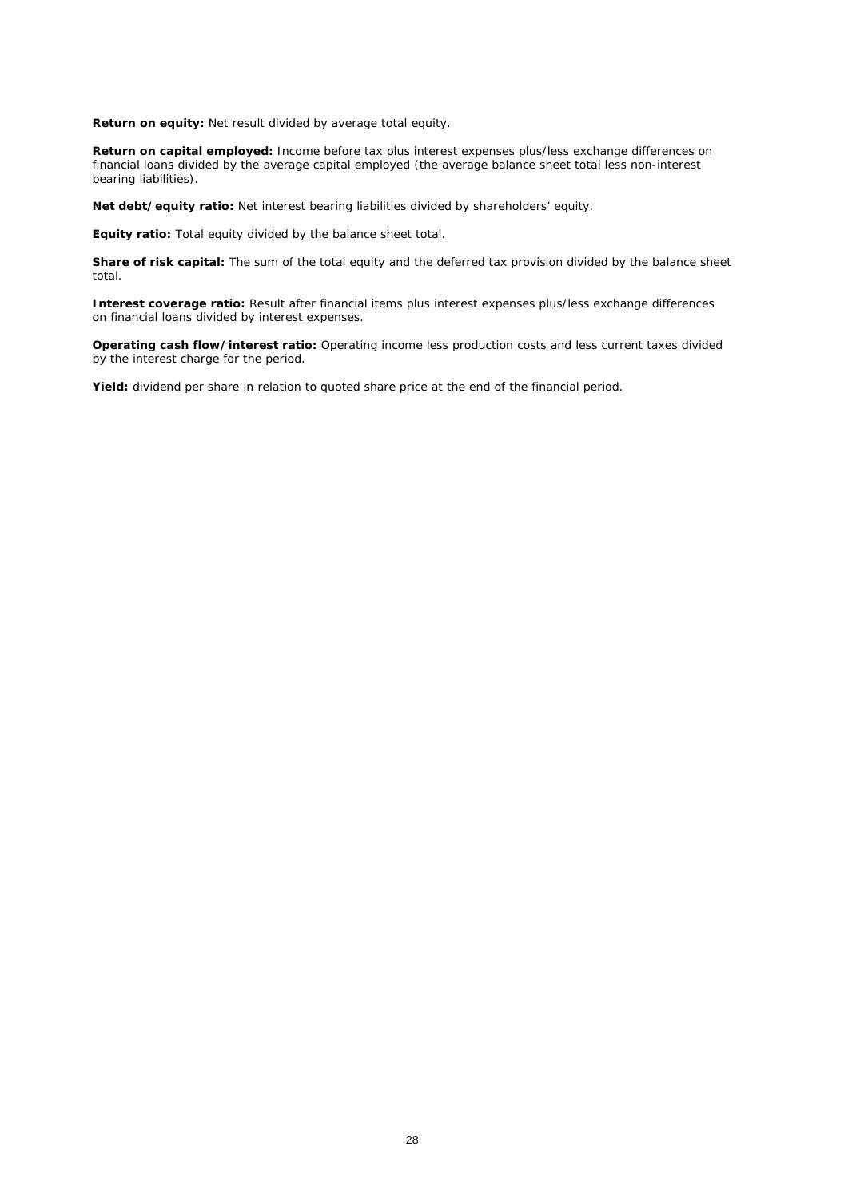**Return on equity:** Net result divided by average total equity.

**Return on capital employed:** Income before tax plus interest expenses plus/less exchange differences on financial loans divided by the average capital employed (the average balance sheet total less non-interest bearing liabilities).

**Net debt/equity ratio:** Net interest bearing liabilities divided by shareholders' equity.

**Equity ratio:** Total equity divided by the balance sheet total.

**Share of risk capital:** The sum of the total equity and the deferred tax provision divided by the balance sheet total.

**Interest coverage ratio:** Result after financial items plus interest expenses plus/less exchange differences on financial loans divided by interest expenses.

**Operating cash flow/interest ratio:** Operating income less production costs and less current taxes divided by the interest charge for the period.

**Yield:** dividend per share in relation to quoted share price at the end of the financial period.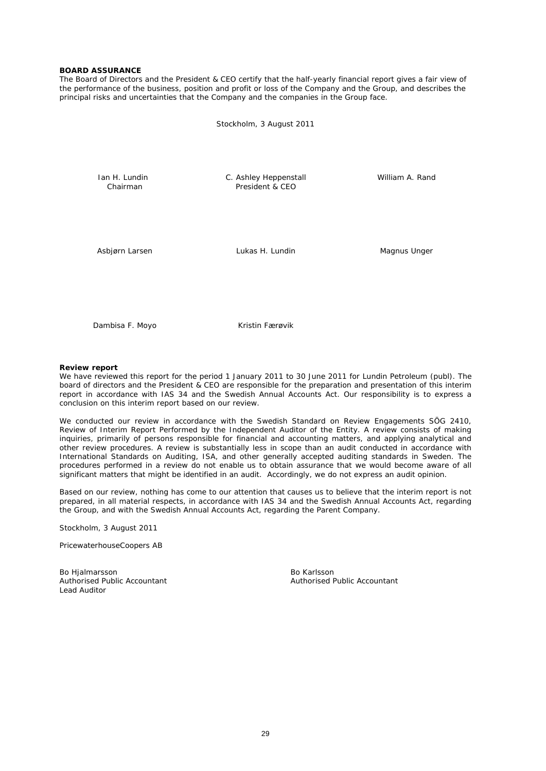**BOARD ASSURANCE**

The Board of Directors and the President & CEO certify that the half-yearly financial report gives a fair view of the performance of the business, position and profit or loss of the Company and the Group, and describes the principal risks and uncertainties that the Company and the companies in the Group face.

Stockholm, 3 August 2011

| | | |
|---|---|---|
| Ian H. Lundin<br>Chairman | C. Ashley Heppenstall<br>President & CEO | William A. Rand |
| Asbjørn Larsen | Lukas H. Lundin | Magnus Unger |
| Dambisa F. Moyo | Kristin Færøvik | |

**Review report**

We have reviewed this report for the period 1 January 2011 to 30 June 2011 for Lundin Petroleum (publ). The board of directors and the President & CEO are responsible for the preparation and presentation of this interim report in accordance with IAS 34 and the Swedish Annual Accounts Act. Our responsibility is to express a conclusion on this interim report based on our review.

We conducted our review in accordance with the Swedish Standard on Review Engagements SÖG 2410, Review of Interim Report Performed by the Independent Auditor of the Entity. A review consists of making inquiries, primarily of persons responsible for financial and accounting matters, and applying analytical and other review procedures. A review is substantially less in scope than an audit conducted in accordance with International Standards on Auditing, ISA, and other generally accepted auditing standards in Sweden. The procedures performed in a review do not enable us to obtain assurance that we would become aware of all significant matters that might be identified in an audit. Accordingly, we do not express an audit opinion.

Based on our review, nothing has come to our attention that causes us to believe that the interim report is not prepared, in all material respects, in accordance with IAS 34 and the Swedish Annual Accounts Act, regarding the Group, and with the Swedish Annual Accounts Act, regarding the Parent Company.

Stockholm, 3 August 2011

PricewaterhouseCoopers AB

| | |
|---|---|
| Bo Hjalmarsson<br>Authorised Public Accountant<br>Lead Auditor | Bo Karlsson<br>Authorised Public Accountant |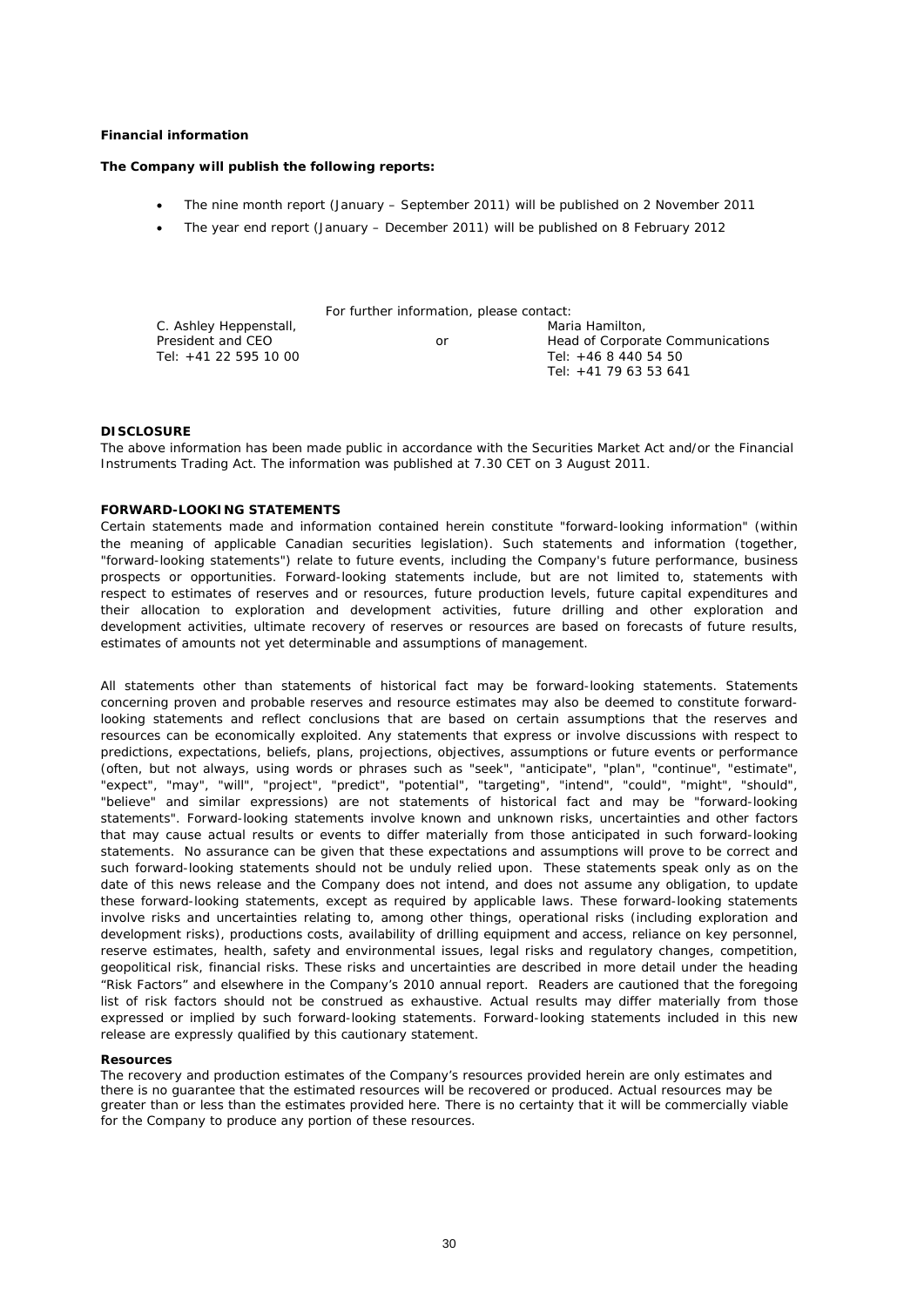**Financial information**

**The Company will publish the following reports:**

- The nine month report (January – September 2011) will be published on 2 November 2011
- The year end report (January – December 2011) will be published on 8 February 2012

For further information, please contact:

C. Ashley Heppenstall,
President and CEO
Tel: +41 22 595 10 00

or

Maria Hamilton,
Head of Corporate Communications
Tel: +46 8 440 54 50
Tel: +41 79 63 53 641

**DISCLOSURE**

The above information has been made public in accordance with the Securities Market Act and/or the Financial Instruments Trading Act. The information was published at 7.30 CET on 3 August 2011.

**FORWARD-LOOKING STATEMENTS**

Certain statements made and information contained herein constitute "forward-looking information" (within the meaning of applicable Canadian securities legislation). Such statements and information (together, "forward-looking statements") relate to future events, including the Company's future performance, business prospects or opportunities. Forward-looking statements include, but are not limited to, statements with respect to estimates of reserves and or resources, future production levels, future capital expenditures and their allocation to exploration and development activities, future drilling and other exploration and development activities, ultimate recovery of reserves or resources are based on forecasts of future results, estimates of amounts not yet determinable and assumptions of management.

All statements other than statements of historical fact may be forward-looking statements. Statements concerning proven and probable reserves and resource estimates may also be deemed to constitute forward-looking statements and reflect conclusions that are based on certain assumptions that the reserves and resources can be economically exploited. Any statements that express or involve discussions with respect to predictions, expectations, beliefs, plans, projections, objectives, assumptions or future events or performance (often, but not always, using words or phrases such as "seek", "anticipate", "plan", "continue", "estimate", "expect", "may", "will", "project", "predict", "potential", "targeting", "intend", "could", "might", "should", "believe" and similar expressions) are not statements of historical fact and may be "forward-looking statements". Forward-looking statements involve known and unknown risks, uncertainties and other factors that may cause actual results or events to differ materially from those anticipated in such forward-looking statements. No assurance can be given that these expectations and assumptions will prove to be correct and such forward-looking statements should not be unduly relied upon. These statements speak only as on the date of this news release and the Company does not intend, and does not assume any obligation, to update these forward-looking statements, except as required by applicable laws. These forward-looking statements involve risks and uncertainties relating to, among other things, operational risks (including exploration and development risks), productions costs, availability of drilling equipment and access, reliance on key personnel, reserve estimates, health, safety and environmental issues, legal risks and regulatory changes, competition, geopolitical risk, financial risks. These risks and uncertainties are described in more detail under the heading "Risk Factors" and elsewhere in the Company's 2010 annual report. Readers are cautioned that the foregoing list of risk factors should not be construed as exhaustive. Actual results may differ materially from those expressed or implied by such forward-looking statements. Forward-looking statements included in this new release are expressly qualified by this cautionary statement.

**Resources**

The recovery and production estimates of the Company's resources provided herein are only estimates and there is no guarantee that the estimated resources will be recovered or produced. Actual resources may be greater than or less than the estimates provided here. There is no certainty that it will be commercially viable for the Company to produce any portion of these resources.